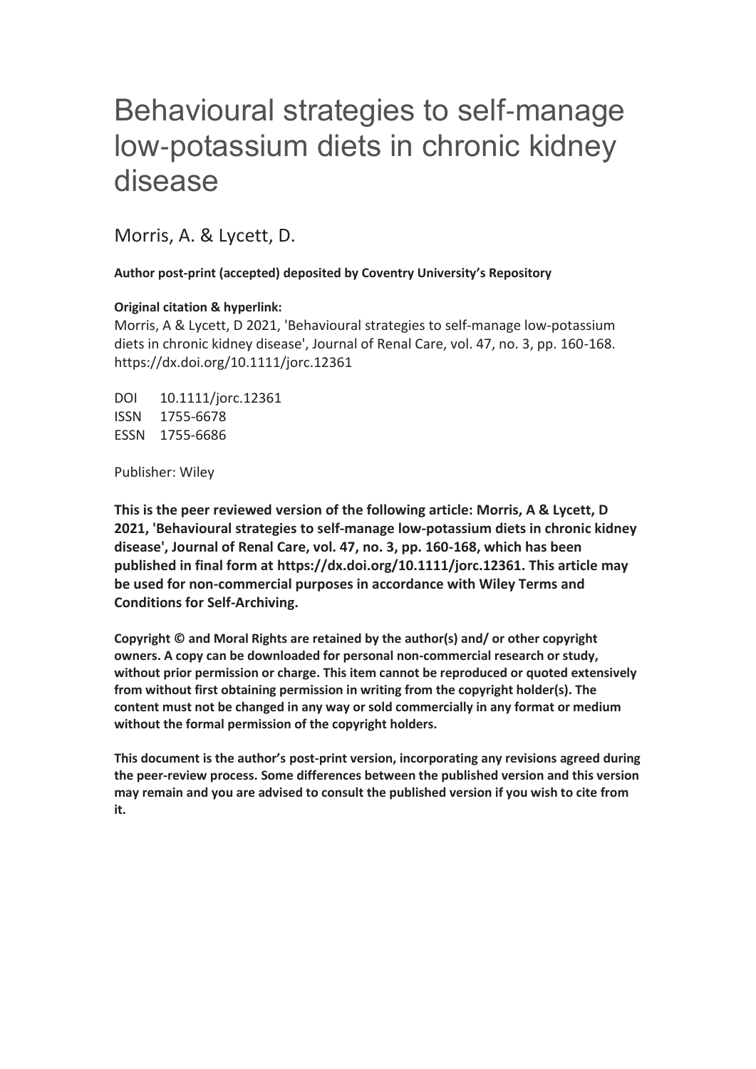# Behavioural strategies to self-manage low-potassium diets in chronic kidney disease

Morris, A. & Lycett, D.

**Author post-print (accepted) deposited by Coventry University's Repository**

**Original citation & hyperlink:**

Morris, A & Lycett, D 2021, 'Behavioural strategies to self-manage low-potassium diets in chronic kidney disease', Journal of Renal Care, vol. 47, no. 3, pp. 160-168. https://dx.doi.org/10.1111/jorc.12361

DOI 10.1111/jorc.12361
ISSN 1755-6678
ESSN 1755-6686

Publisher: Wiley

**This is the peer reviewed version of the following article: Morris, A & Lycett, D 2021, 'Behavioural strategies to self-manage low-potassium diets in chronic kidney disease', Journal of Renal Care, vol. 47, no. 3, pp. 160-168, which has been published in final form at https://dx.doi.org/10.1111/jorc.12361. This article may be used for non-commercial purposes in accordance with Wiley Terms and Conditions for Self-Archiving.**

**Copyright © and Moral Rights are retained by the author(s) and/ or other copyright owners. A copy can be downloaded for personal non-commercial research or study, without prior permission or charge. This item cannot be reproduced or quoted extensively from without first obtaining permission in writing from the copyright holder(s). The content must not be changed in any way or sold commercially in any format or medium without the formal permission of the copyright holders.**

**This document is the author's post-print version, incorporating any revisions agreed during the peer-review process. Some differences between the published version and this version may remain and you are advised to consult the published version if you wish to cite from it.**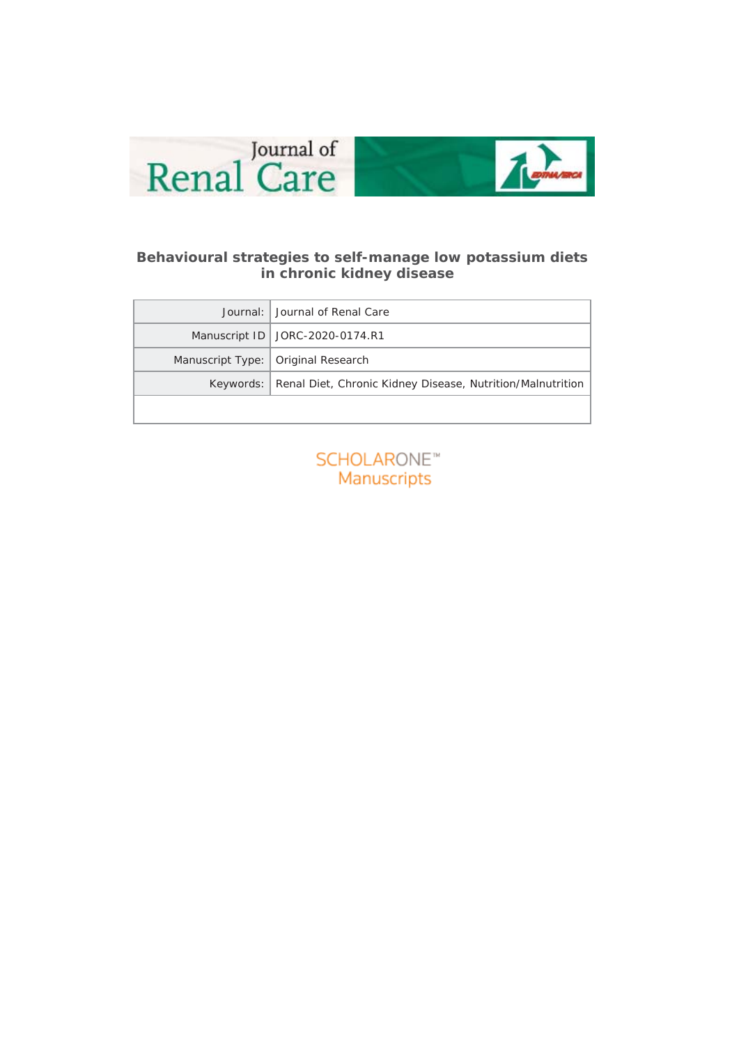Journal of Renal Care

**Behavioural strategies to self-manage low potassium diets in chronic kidney disease**

| Journal: | Journal of Renal Care |
|---|---|
| Manuscript ID | JORC-2020-0174.R1 |
| Manuscript Type: | Original Research |
| Keywords: | Renal Diet, Chronic Kidney Disease, Nutrition/Malnutrition |

SCHOLARONE™ Manuscripts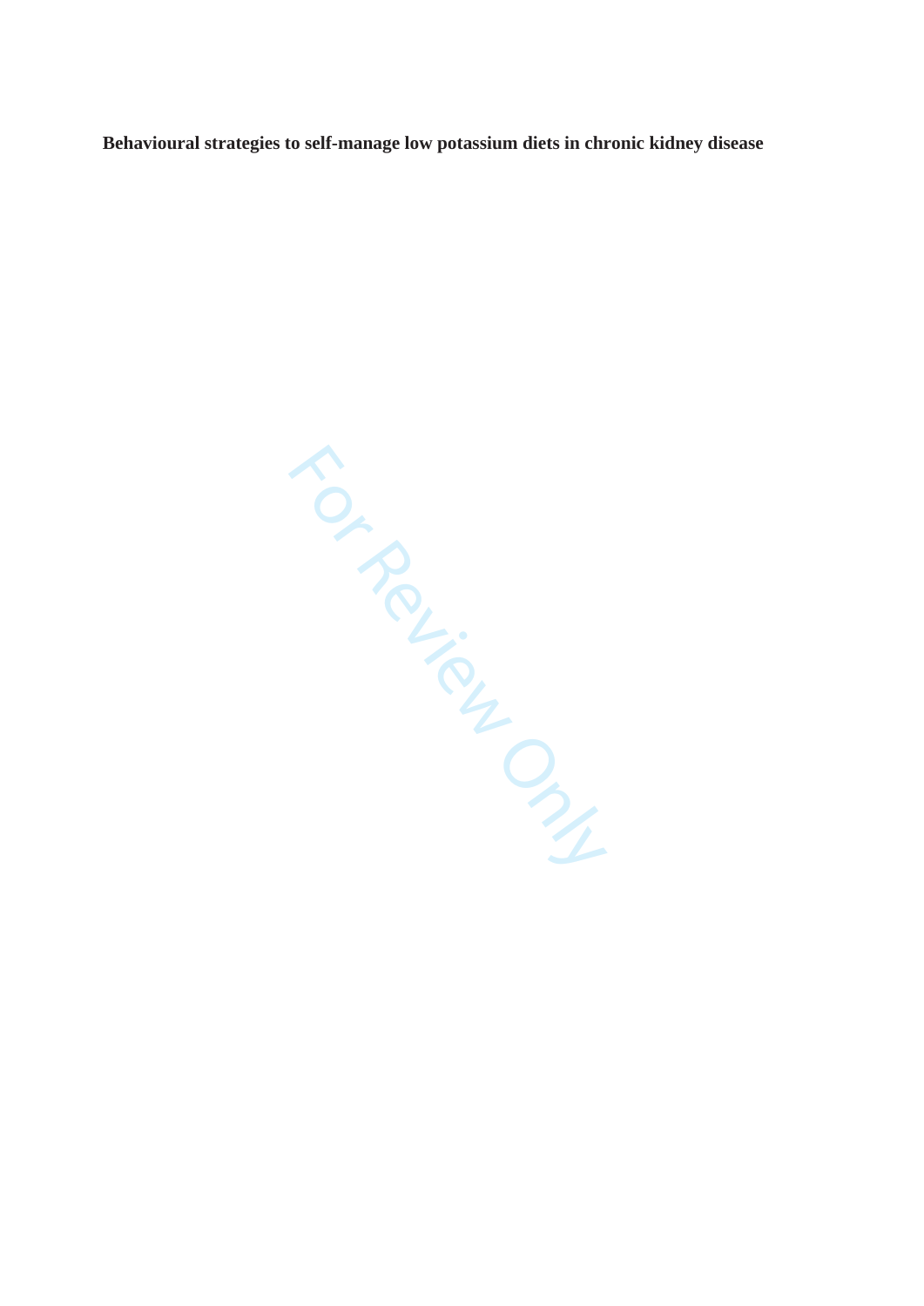**Behavioural strategies to self-manage low potassium diets in chronic kidney disease**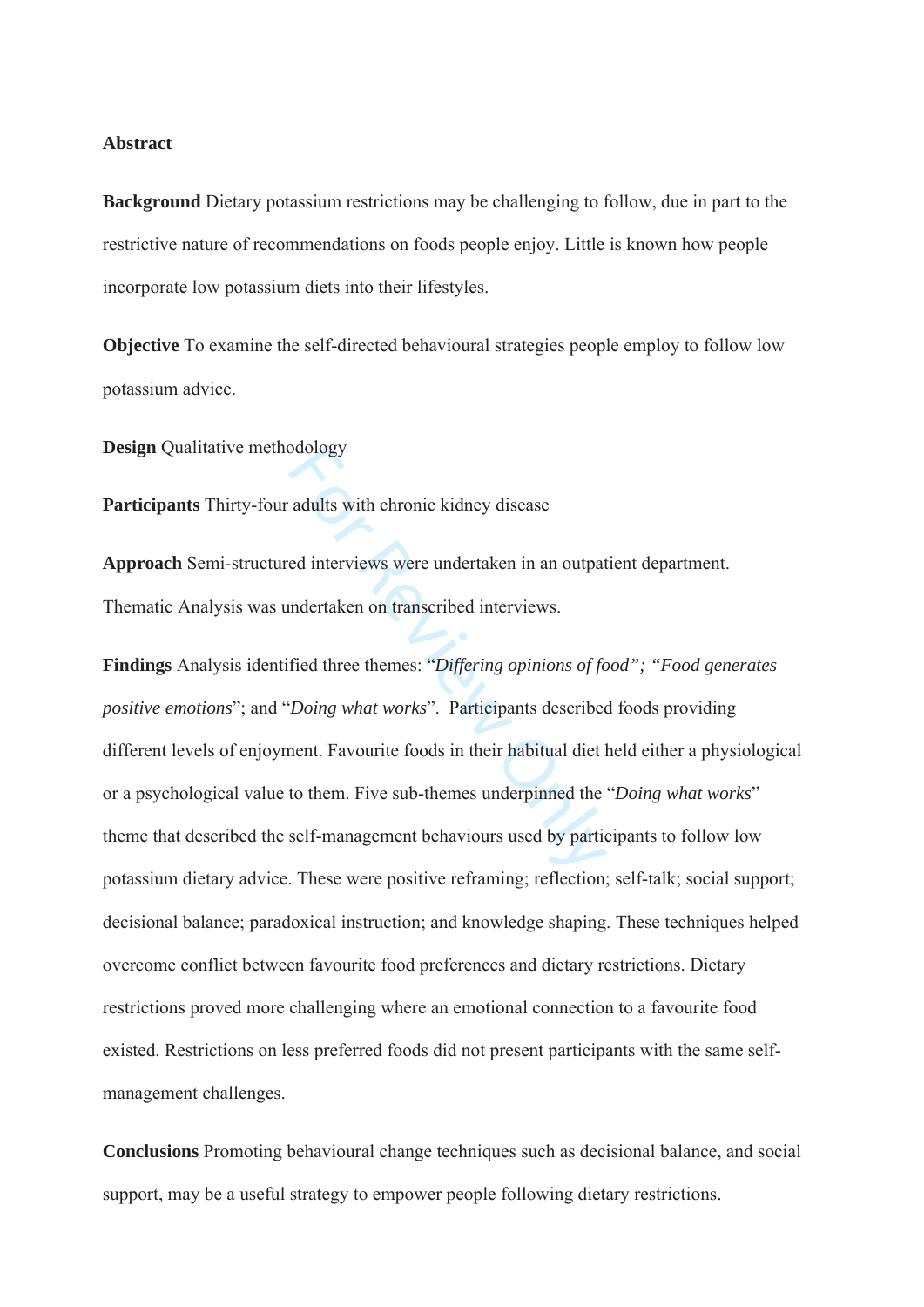**Abstract**

**Background** Dietary potassium restrictions may be challenging to follow, due in part to the restrictive nature of recommendations on foods people enjoy. Little is known how people incorporate low potassium diets into their lifestyles.

**Objective** To examine the self-directed behavioural strategies people employ to follow low potassium advice.

**Design** Qualitative methodology

**Participants** Thirty-four adults with chronic kidney disease

**Approach** Semi-structured interviews were undertaken in an outpatient department. Thematic Analysis was undertaken on transcribed interviews.

**Findings** Analysis identified three themes: "*Differing opinions of food"; "Food generates positive emotions*"; and "*Doing what works*". Participants described foods providing different levels of enjoyment. Favourite foods in their habitual diet held either a physiological or a psychological value to them. Five sub-themes underpinned the "*Doing what works*" theme that described the self-management behaviours used by participants to follow low potassium dietary advice. These were positive reframing; reflection; self-talk; social support; decisional balance; paradoxical instruction; and knowledge shaping. These techniques helped overcome conflict between favourite food preferences and dietary restrictions. Dietary restrictions proved more challenging where an emotional connection to a favourite food existed. Restrictions on less preferred foods did not present participants with the same self-management challenges.

**Conclusions** Promoting behavioural change techniques such as decisional balance, and social support, may be a useful strategy to empower people following dietary restrictions.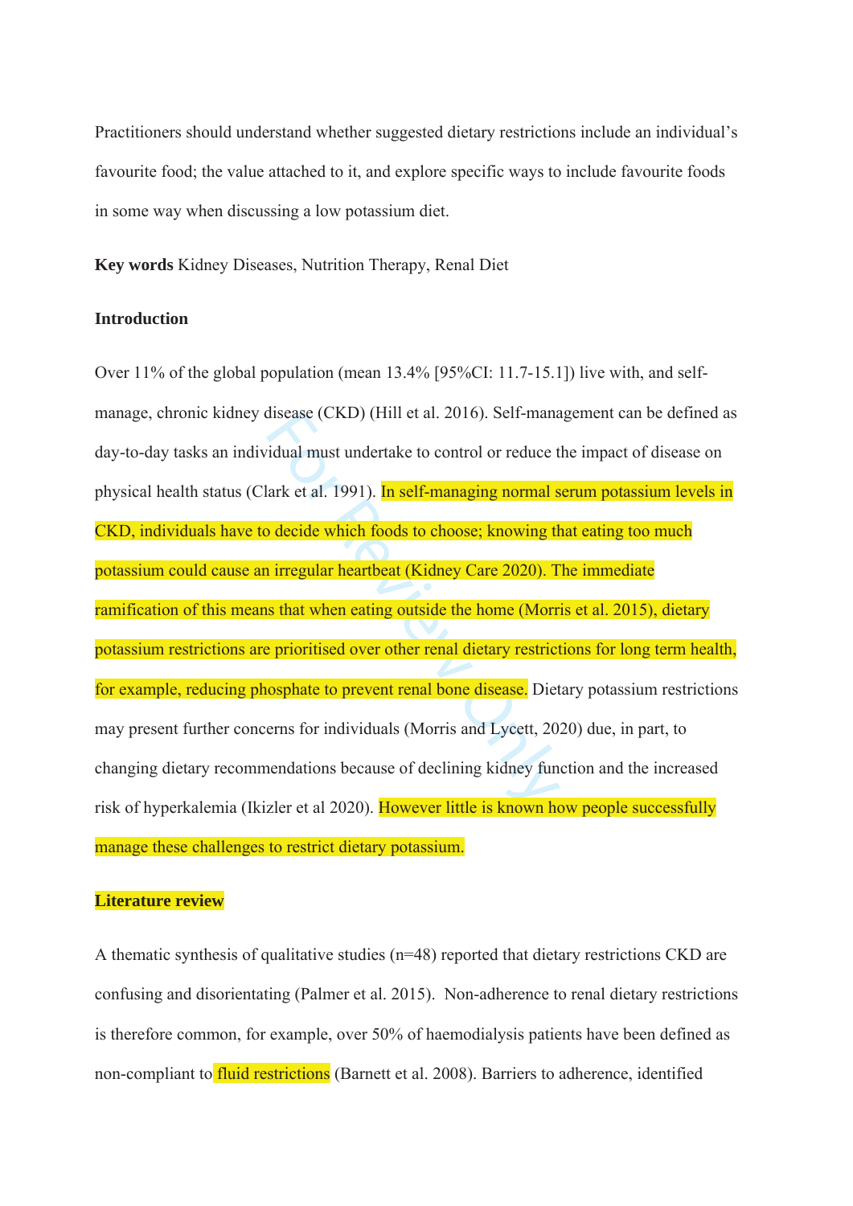Practitioners should understand whether suggested dietary restrictions include an individual's favourite food; the value attached to it, and explore specific ways to include favourite foods in some way when discussing a low potassium diet.

**Key words** Kidney Diseases, Nutrition Therapy, Renal Diet

**Introduction**

Over 11% of the global population (mean 13.4% [95%CI: 11.7-15.1]) live with, and self-manage, chronic kidney disease (CKD) (Hill et al. 2016). Self-management can be defined as day-to-day tasks an individual must undertake to control or reduce the impact of disease on physical health status (Clark et al. 1991). In self-managing normal serum potassium levels in CKD, individuals have to decide which foods to choose; knowing that eating too much potassium could cause an irregular heartbeat (Kidney Care 2020). The immediate ramification of this means that when eating outside the home (Morris et al. 2015), dietary potassium restrictions are prioritised over other renal dietary restrictions for long term health, for example, reducing phosphate to prevent renal bone disease. Dietary potassium restrictions may present further concerns for individuals (Morris and Lycett, 2020) due, in part, to changing dietary recommendations because of declining kidney function and the increased risk of hyperkalemia (Ikizler et al 2020). However little is known how people successfully manage these challenges to restrict dietary potassium.

**Literature review**

A thematic synthesis of qualitative studies (n=48) reported that dietary restrictions CKD are confusing and disorientating (Palmer et al. 2015). Non-adherence to renal dietary restrictions is therefore common, for example, over 50% of haemodialysis patients have been defined as non-compliant to fluid restrictions (Barnett et al. 2008). Barriers to adherence, identified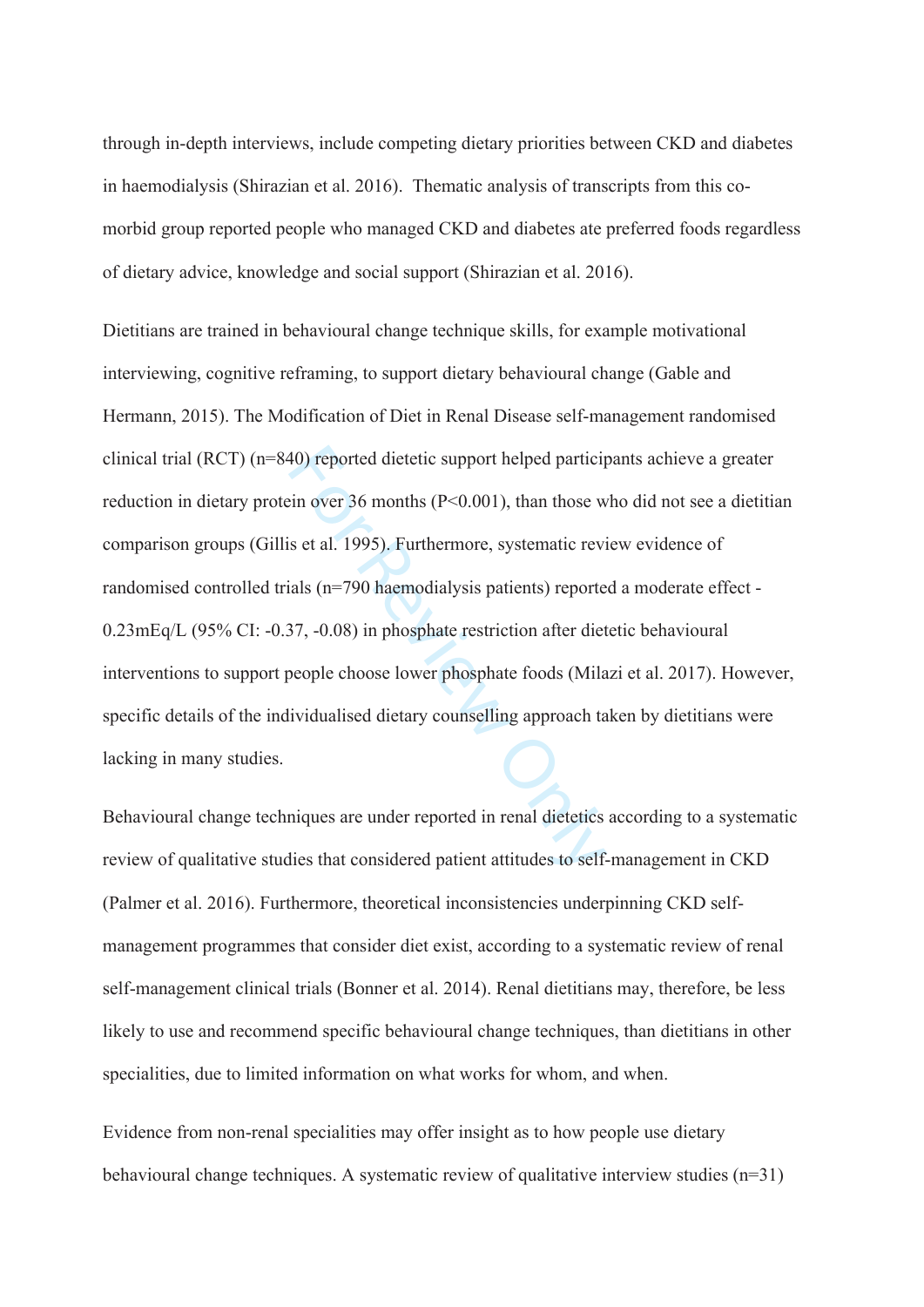through in-depth interviews, include competing dietary priorities between CKD and diabetes in haemodialysis (Shirazian et al. 2016). Thematic analysis of transcripts from this co-morbid group reported people who managed CKD and diabetes ate preferred foods regardless of dietary advice, knowledge and social support (Shirazian et al. 2016).

Dietitians are trained in behavioural change technique skills, for example motivational interviewing, cognitive reframing, to support dietary behavioural change (Gable and Hermann, 2015). The Modification of Diet in Renal Disease self-management randomised clinical trial (RCT) (n=840) reported dietetic support helped participants achieve a greater reduction in dietary protein over 36 months ($P<0.001$), than those who did not see a dietitian comparison groups (Gillis et al. 1995). Furthermore, systematic review evidence of randomised controlled trials (n=790 haemodialysis patients) reported a moderate effect -0.23mEq/L (95% CI: -0.37, -0.08) in phosphate restriction after dietetic behavioural interventions to support people choose lower phosphate foods (Milazi et al. 2017). However, specific details of the individualised dietary counselling approach taken by dietitians were lacking in many studies.

Behavioural change techniques are under reported in renal dietetics according to a systematic review of qualitative studies that considered patient attitudes to self-management in CKD (Palmer et al. 2016). Furthermore, theoretical inconsistencies underpinning CKD self-management programmes that consider diet exist, according to a systematic review of renal self-management clinical trials (Bonner et al. 2014). Renal dietitians may, therefore, be less likely to use and recommend specific behavioural change techniques, than dietitians in other specialities, due to limited information on what works for whom, and when.

Evidence from non-renal specialities may offer insight as to how people use dietary behavioural change techniques. A systematic review of qualitative interview studies (n=31)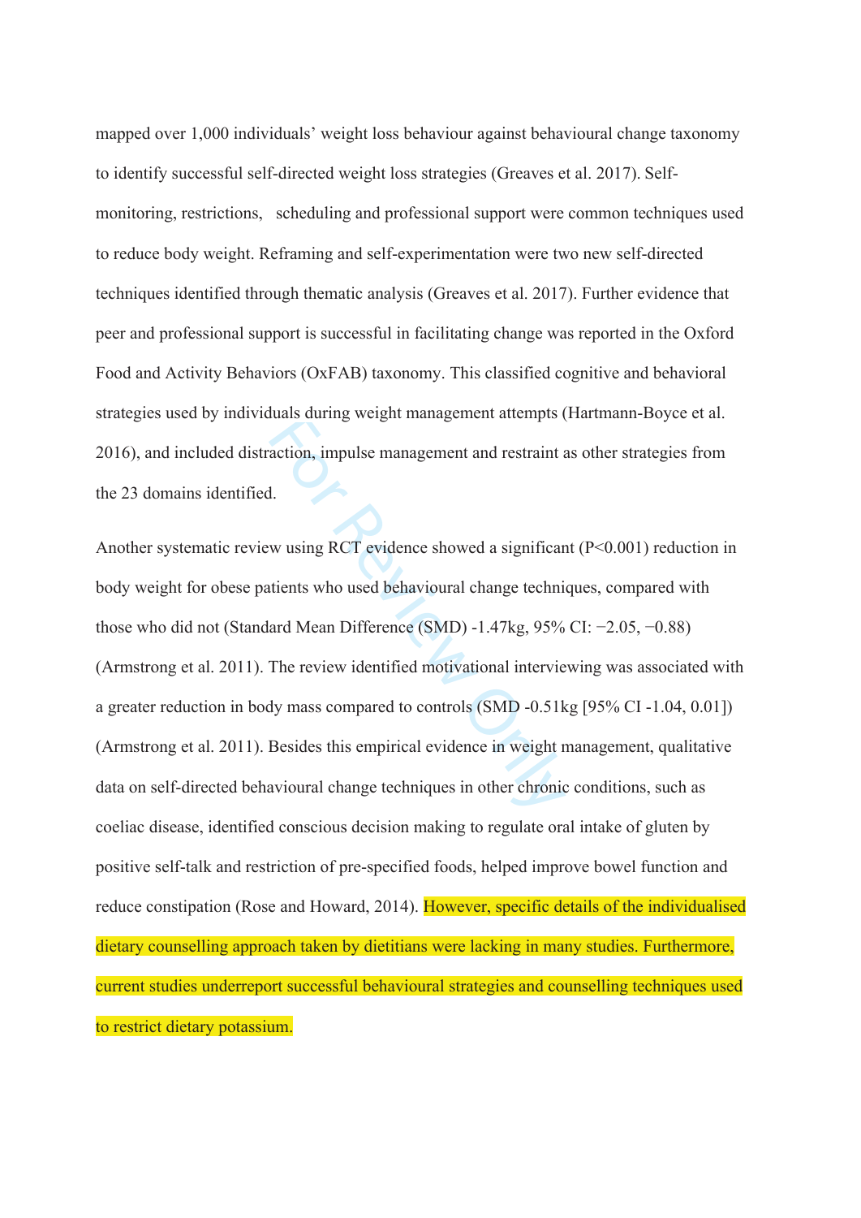mapped over 1,000 individuals' weight loss behaviour against behavioural change taxonomy to identify successful self-directed weight loss strategies (Greaves et al. 2017). Self-monitoring, restrictions, scheduling and professional support were common techniques used to reduce body weight. Reframing and self-experimentation were two new self-directed techniques identified through thematic analysis (Greaves et al. 2017). Further evidence that peer and professional support is successful in facilitating change was reported in the Oxford Food and Activity Behaviors (OxFAB) taxonomy. This classified cognitive and behavioral strategies used by individuals during weight management attempts (Hartmann-Boyce et al. 2016), and included distraction, impulse management and restraint as other strategies from the 23 domains identified.

Another systematic review using RCT evidence showed a significant ($P<0.001$) reduction in body weight for obese patients who used behavioural change techniques, compared with those who did not (Standard Mean Difference (SMD) -1.47kg, 95% CI: −2.05, −0.88) (Armstrong et al. 2011). The review identified motivational interviewing was associated with a greater reduction in body mass compared to controls (SMD -0.51kg [95% CI -1.04, 0.01]) (Armstrong et al. 2011). Besides this empirical evidence in weight management, qualitative data on self-directed behavioural change techniques in other chronic conditions, such as coeliac disease, identified conscious decision making to regulate oral intake of gluten by positive self-talk and restriction of pre-specified foods, helped improve bowel function and reduce constipation (Rose and Howard, 2014). However, specific details of the individualised dietary counselling approach taken by dietitians were lacking in many studies. Furthermore, current studies underreport successful behavioural strategies and counselling techniques used to restrict dietary potassium.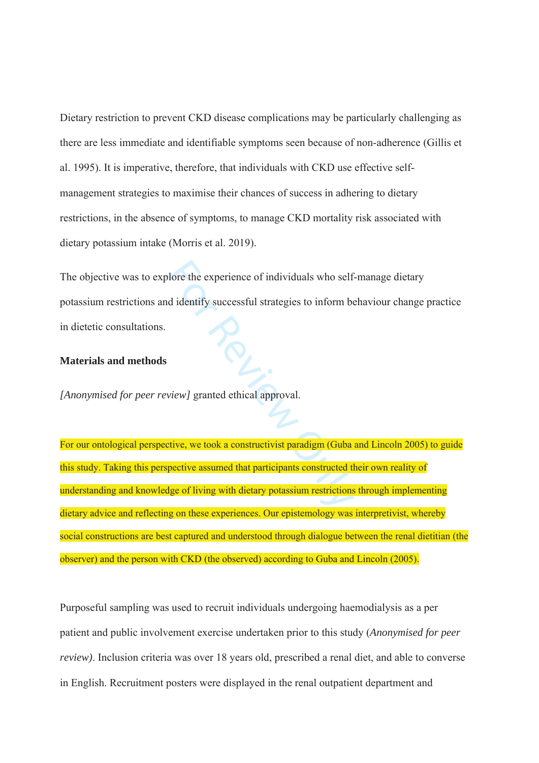Dietary restriction to prevent CKD disease complications may be particularly challenging as there are less immediate and identifiable symptoms seen because of non-adherence (Gillis et al. 1995). It is imperative, therefore, that individuals with CKD use effective self-management strategies to maximise their chances of success in adhering to dietary restrictions, in the absence of symptoms, to manage CKD mortality risk associated with dietary potassium intake (Morris et al. 2019).

The objective was to explore the experience of individuals who self-manage dietary potassium restrictions and identify successful strategies to inform behaviour change practice in dietetic consultations.

**Materials and methods**

*[Anonymised for peer review]* granted ethical approval.

For our ontological perspective, we took a constructivist paradigm (Guba and Lincoln 2005) to guide this study. Taking this perspective assumed that participants constructed their own reality of understanding and knowledge of living with dietary potassium restrictions through implementing dietary advice and reflecting on these experiences. Our epistemology was interpretivist, whereby social constructions are best captured and understood through dialogue between the renal dietitian (the observer) and the person with CKD (the observed) according to Guba and Lincoln (2005).

Purposeful sampling was used to recruit individuals undergoing haemodialysis as a per patient and public involvement exercise undertaken prior to this study (*Anonymised for peer review)*. Inclusion criteria was over 18 years old, prescribed a renal diet, and able to converse in English. Recruitment posters were displayed in the renal outpatient department and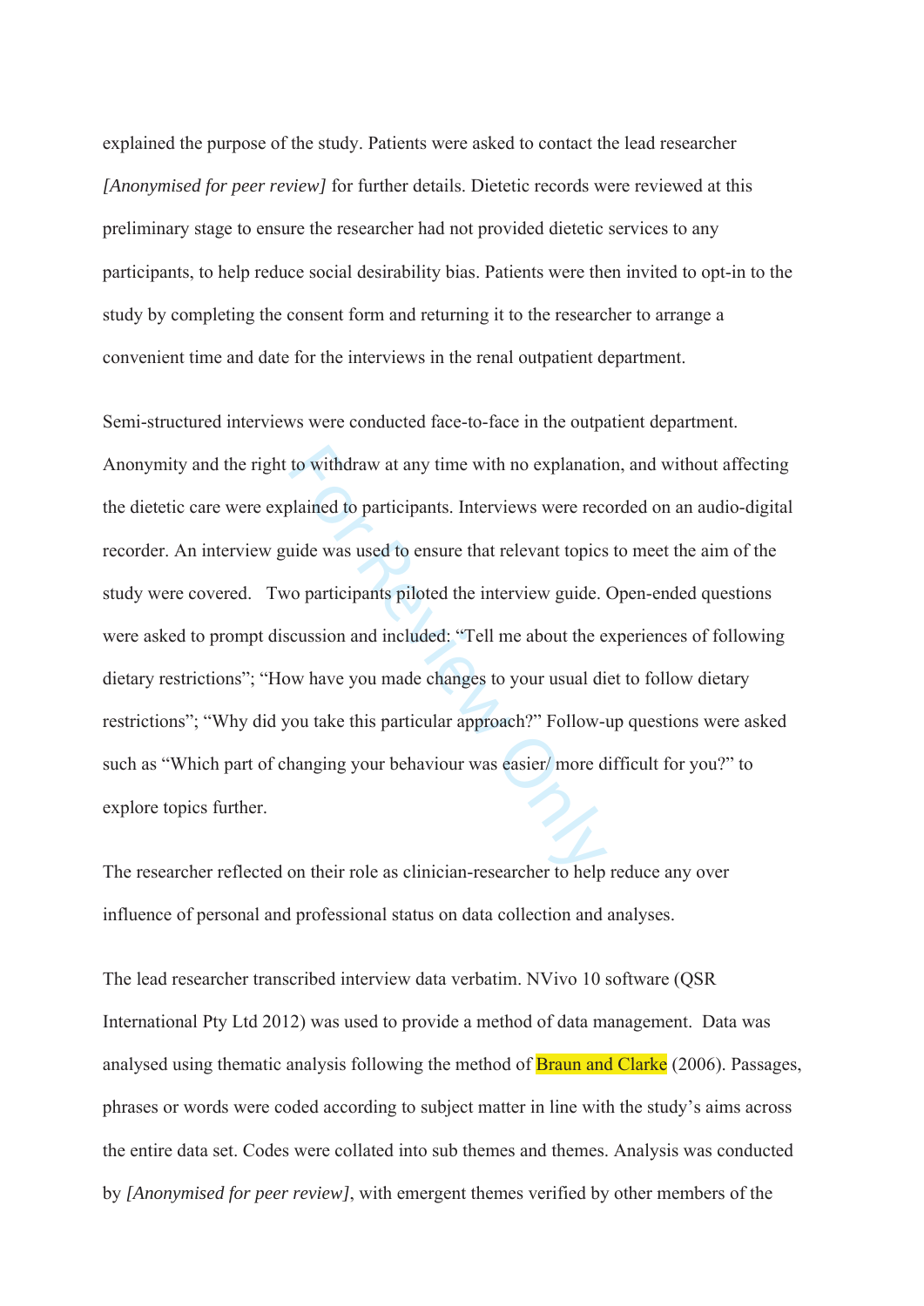explained the purpose of the study. Patients were asked to contact the lead researcher *[Anonymised for peer review]* for further details. Dietetic records were reviewed at this preliminary stage to ensure the researcher had not provided dietetic services to any participants, to help reduce social desirability bias. Patients were then invited to opt-in to the study by completing the consent form and returning it to the researcher to arrange a convenient time and date for the interviews in the renal outpatient department.

Semi-structured interviews were conducted face-to-face in the outpatient department. Anonymity and the right to withdraw at any time with no explanation, and without affecting the dietetic care were explained to participants. Interviews were recorded on an audio-digital recorder. An interview guide was used to ensure that relevant topics to meet the aim of the study were covered.  Two participants piloted the interview guide. Open-ended questions were asked to prompt discussion and included: "Tell me about the experiences of following dietary restrictions"; "How have you made changes to your usual diet to follow dietary restrictions"; "Why did you take this particular approach?" Follow-up questions were asked such as "Which part of changing your behaviour was easier/ more difficult for you?" to explore topics further.

The researcher reflected on their role as clinician-researcher to help reduce any over influence of personal and professional status on data collection and analyses.

The lead researcher transcribed interview data verbatim. NVivo 10 software (QSR International Pty Ltd 2012) was used to provide a method of data management.  Data was analysed using thematic analysis following the method of Braun and Clarke (2006). Passages, phrases or words were coded according to subject matter in line with the study's aims across the entire data set. Codes were collated into sub themes and themes. Analysis was conducted by *[Anonymised for peer review]*, with emergent themes verified by other members of the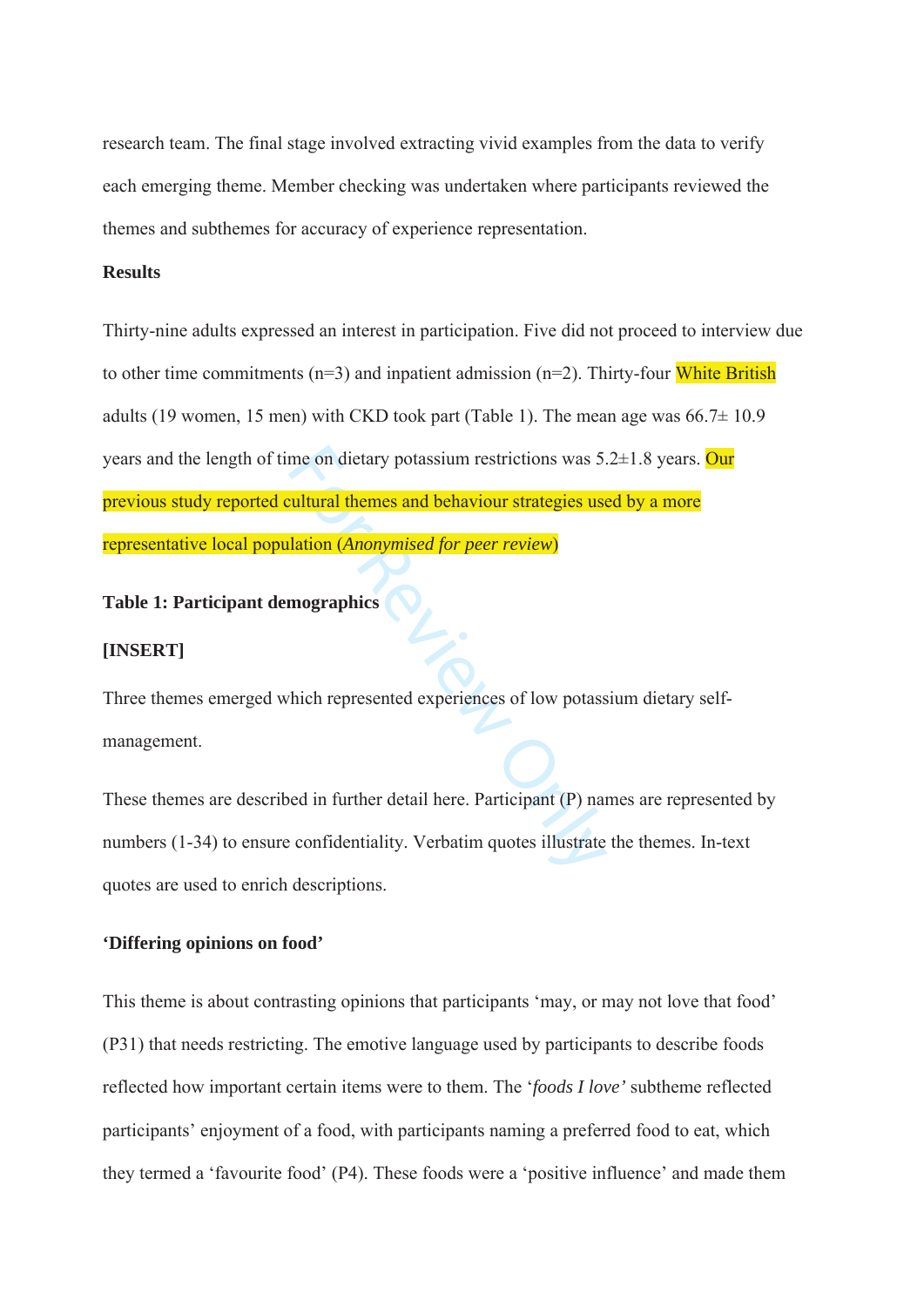research team. The final stage involved extracting vivid examples from the data to verify each emerging theme. Member checking was undertaken where participants reviewed the themes and subthemes for accuracy of experience representation.

**Results**

Thirty-nine adults expressed an interest in participation. Five did not proceed to interview due to other time commitments (n=3) and inpatient admission (n=2). Thirty-four White British adults (19 women, 15 men) with CKD took part (Table 1). The mean age was 66.7± 10.9 years and the length of time on dietary potassium restrictions was 5.2±1.8 years. Our previous study reported cultural themes and behaviour strategies used by a more representative local population (*Anonymised for peer review*)

**Table 1: Participant demographics**

**[INSERT]**

Three themes emerged which represented experiences of low potassium dietary self-management.

These themes are described in further detail here. Participant (P) names are represented by numbers (1-34) to ensure confidentiality. Verbatim quotes illustrate the themes. In-text quotes are used to enrich descriptions.

**'Differing opinions on food'**

This theme is about contrasting opinions that participants 'may, or may not love that food' (P31) that needs restricting. The emotive language used by participants to describe foods reflected how important certain items were to them. The '*foods I love'* subtheme reflected participants' enjoyment of a food, with participants naming a preferred food to eat, which they termed a 'favourite food' (P4). These foods were a 'positive influence' and made them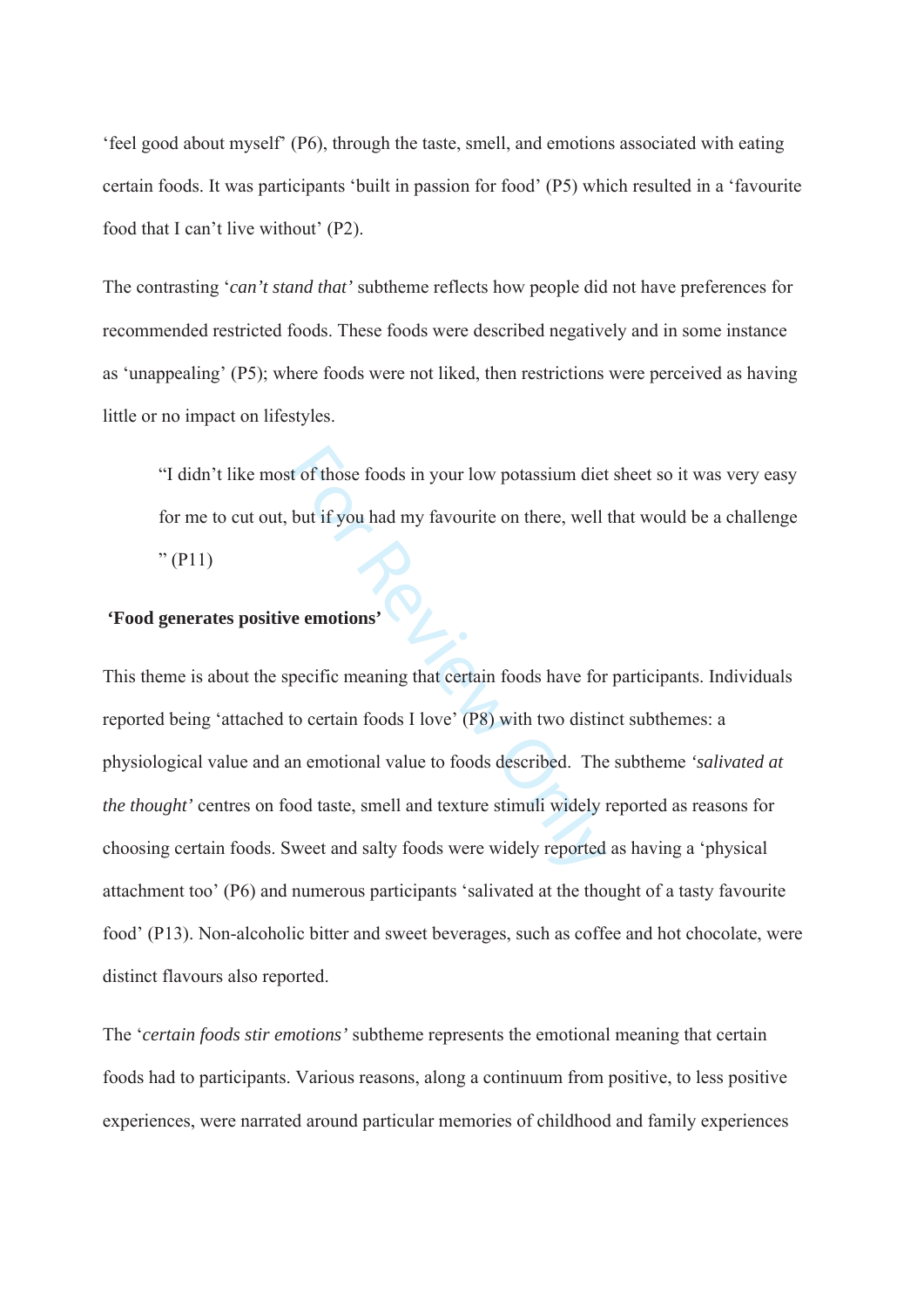‘feel good about myself’ (P6), through the taste, smell, and emotions associated with eating certain foods. It was participants ‘built in passion for food’ (P5) which resulted in a ‘favourite food that I can’t live without’ (P2).

The contrasting ‘*can’t stand that’* subtheme reflects how people did not have preferences for recommended restricted foods. These foods were described negatively and in some instance as ‘unappealing’ (P5); where foods were not liked, then restrictions were perceived as having little or no impact on lifestyles.

> “I didn’t like most of those foods in your low potassium diet sheet so it was very easy for me to cut out, but if you had my favourite on there, well that would be a challenge ” (P11)

**‘Food generates positive emotions’**

This theme is about the specific meaning that certain foods have for participants. Individuals reported being ‘attached to certain foods I love’ (P8) with two distinct subthemes: a physiological value and an emotional value to foods described. The subtheme *‘salivated at the thought’* centres on food taste, smell and texture stimuli widely reported as reasons for choosing certain foods. Sweet and salty foods were widely reported as having a ‘physical attachment too’ (P6) and numerous participants ‘salivated at the thought of a tasty favourite food’ (P13). Non-alcoholic bitter and sweet beverages, such as coffee and hot chocolate, were distinct flavours also reported.

The ‘*certain foods stir emotions’* subtheme represents the emotional meaning that certain foods had to participants. Various reasons, along a continuum from positive, to less positive experiences, were narrated around particular memories of childhood and family experiences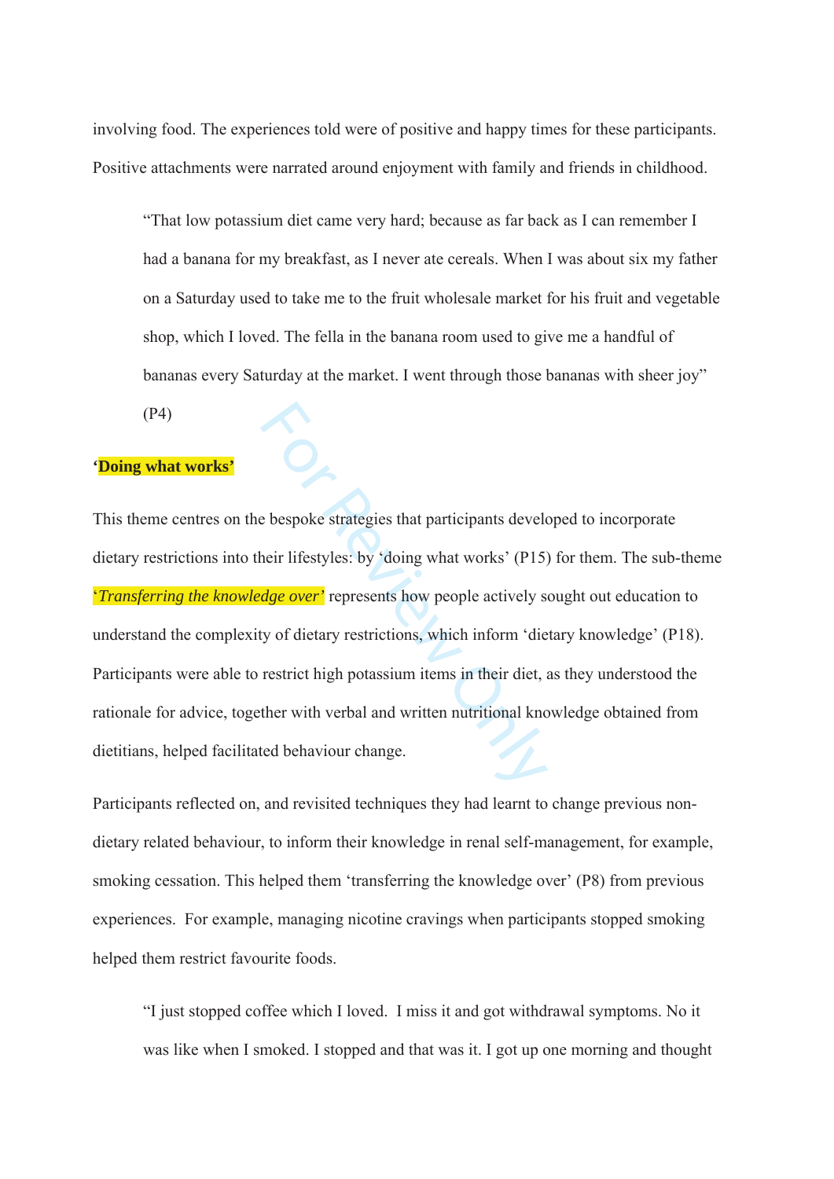involving food. The experiences told were of positive and happy times for these participants. Positive attachments were narrated around enjoyment with family and friends in childhood.

> "That low potassium diet came very hard; because as far back as I can remember I had a banana for my breakfast, as I never ate cereals. When I was about six my father on a Saturday used to take me to the fruit wholesale market for his fruit and vegetable shop, which I loved. The fella in the banana room used to give me a handful of bananas every Saturday at the market. I went through those bananas with sheer joy" (P4)

**'Doing what works'**

This theme centres on the bespoke strategies that participants developed to incorporate dietary restrictions into their lifestyles: by 'doing what works' (P15) for them. The sub-theme *'Transferring the knowledge over'* represents how people actively sought out education to understand the complexity of dietary restrictions, which inform 'dietary knowledge' (P18). Participants were able to restrict high potassium items in their diet, as they understood the rationale for advice, together with verbal and written nutritional knowledge obtained from dietitians, helped facilitated behaviour change.

Participants reflected on, and revisited techniques they had learnt to change previous non-dietary related behaviour, to inform their knowledge in renal self-management, for example, smoking cessation. This helped them 'transferring the knowledge over' (P8) from previous experiences. For example, managing nicotine cravings when participants stopped smoking helped them restrict favourite foods.

> "I just stopped coffee which I loved. I miss it and got withdrawal symptoms. No it was like when I smoked. I stopped and that was it. I got up one morning and thought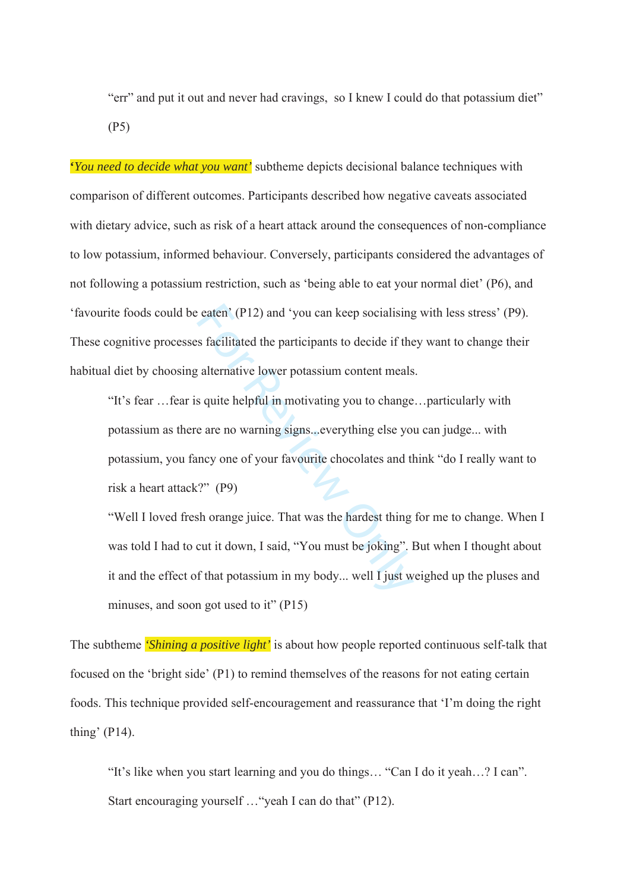"err" and put it out and never had cravings,  so I knew I could do that potassium diet" (P5)

***'You need to decide what you want'*** subtheme depicts decisional balance techniques with comparison of different outcomes. Participants described how negative caveats associated with dietary advice, such as risk of a heart attack around the consequences of non-compliance to low potassium, informed behaviour. Conversely, participants considered the advantages of not following a potassium restriction, such as 'being able to eat your normal diet' (P6), and 'favourite foods could be eaten' (P12) and 'you can keep socialising with less stress' (P9). These cognitive processes facilitated the participants to decide if they want to change their habitual diet by choosing alternative lower potassium content meals.

> "It's fear …fear is quite helpful in motivating you to change…particularly with potassium as there are no warning signs...everything else you can judge... with potassium, you fancy one of your favourite chocolates and think "do I really want to risk a heart attack?"  (P9)
>
> "Well I loved fresh orange juice. That was the hardest thing for me to change. When I was told I had to cut it down, I said, "You must be joking". But when I thought about it and the effect of that potassium in my body... well I just weighed up the pluses and minuses, and soon got used to it" (P15)

The subtheme *'Shining a positive light'* is about how people reported continuous self-talk that focused on the 'bright side' (P1) to remind themselves of the reasons for not eating certain foods. This technique provided self-encouragement and reassurance that 'I'm doing the right thing' (P14).

> "It's like when you start learning and you do things… "Can I do it yeah…? I can". Start encouraging yourself …"yeah I can do that" (P12).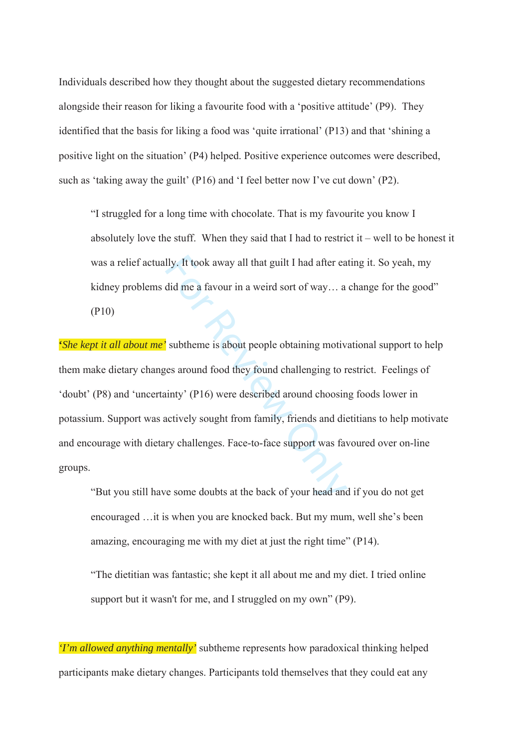Individuals described how they thought about the suggested dietary recommendations alongside their reason for liking a favourite food with a 'positive attitude' (P9). They identified that the basis for liking a food was 'quite irrational' (P13) and that 'shining a positive light on the situation' (P4) helped. Positive experience outcomes were described, such as 'taking away the guilt' (P16) and 'I feel better now I've cut down' (P2).

> "I struggled for a long time with chocolate. That is my favourite you know I absolutely love the stuff. When they said that I had to restrict it – well to be honest it was a relief actually. It took away all that guilt I had after eating it. So yeah, my kidney problems did me a favour in a weird sort of way… a change for the good" (P10)

***'She kept it all about me'*** subtheme is about people obtaining motivational support to help them make dietary changes around food they found challenging to restrict. Feelings of 'doubt' (P8) and 'uncertainty' (P16) were described around choosing foods lower in potassium. Support was actively sought from family, friends and dietitians to help motivate and encourage with dietary challenges. Face-to-face support was favoured over on-line groups.

> "But you still have some doubts at the back of your head and if you do not get encouraged …it is when you are knocked back. But my mum, well she's been amazing, encouraging me with my diet at just the right time" (P14).

> "The dietitian was fantastic; she kept it all about me and my diet. I tried online support but it wasn't for me, and I struggled on my own" (P9).

***'I'm allowed anything mentally'*** subtheme represents how paradoxical thinking helped participants make dietary changes. Participants told themselves that they could eat any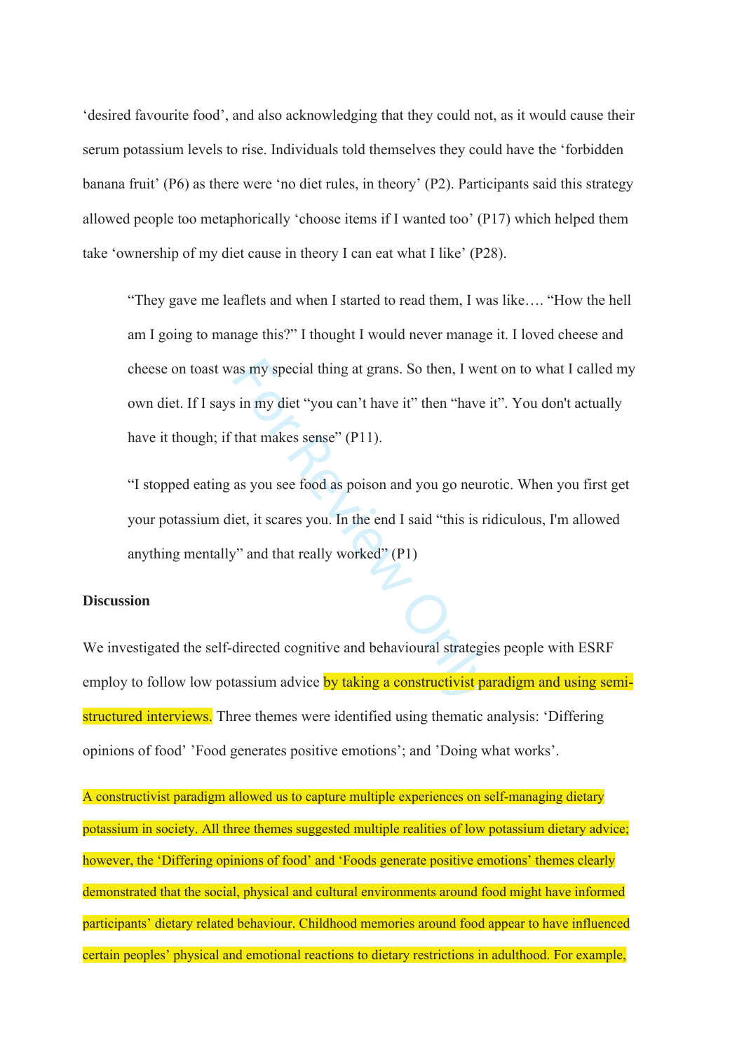'desired favourite food', and also acknowledging that they could not, as it would cause their serum potassium levels to rise. Individuals told themselves they could have the 'forbidden banana fruit' (P6) as there were 'no diet rules, in theory' (P2). Participants said this strategy allowed people too metaphorically 'choose items if I wanted too' (P17) which helped them take 'ownership of my diet cause in theory I can eat what I like' (P28).

> "They gave me leaflets and when I started to read them, I was like…. "How the hell am I going to manage this?" I thought I would never manage it. I loved cheese and cheese on toast was my special thing at grans. So then, I went on to what I called my own diet. If I says in my diet "you can't have it" then "have it". You don't actually have it though; if that makes sense" (P11).

> "I stopped eating as you see food as poison and you go neurotic. When you first get your potassium diet, it scares you. In the end I said "this is ridiculous, I'm allowed anything mentally" and that really worked" (P1)

**Discussion**

We investigated the self-directed cognitive and behavioural strategies people with ESRF employ to follow low potassium advice by taking a constructivist paradigm and using semi-structured interviews. Three themes were identified using thematic analysis: 'Differing opinions of food' 'Food generates positive emotions'; and 'Doing what works'.

A constructivist paradigm allowed us to capture multiple experiences on self-managing dietary potassium in society. All three themes suggested multiple realities of low potassium dietary advice; however, the 'Differing opinions of food' and 'Foods generate positive emotions' themes clearly demonstrated that the social, physical and cultural environments around food might have informed participants' dietary related behaviour. Childhood memories around food appear to have influenced certain peoples' physical and emotional reactions to dietary restrictions in adulthood. For example,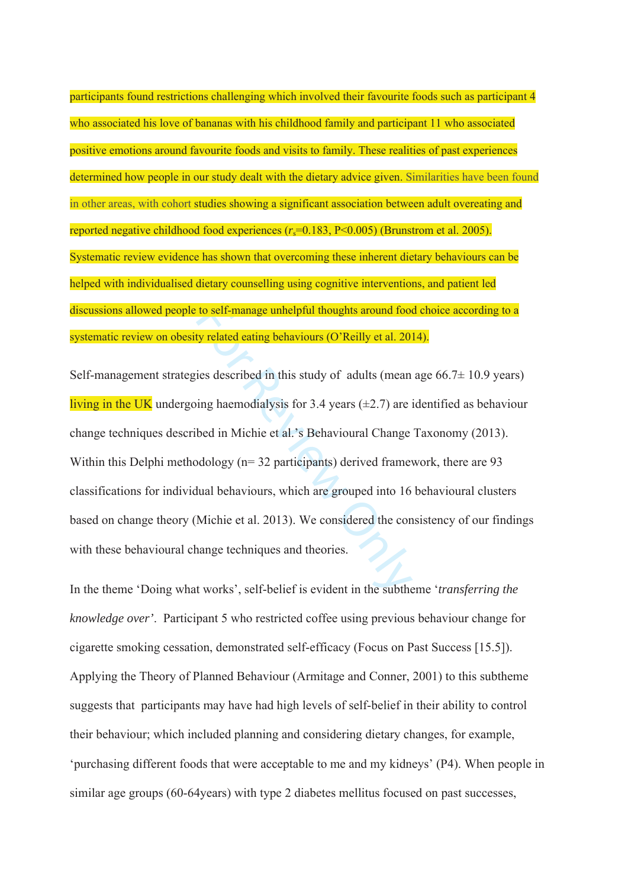participants found restrictions challenging which involved their favourite foods such as participant 4 who associated his love of bananas with his childhood family and participant 11 who associated positive emotions around favourite foods and visits to family. These realities of past experiences determined how people in our study dealt with the dietary advice given. Similarities have been found in other areas, with cohort studies showing a significant association between adult overeating and reported negative childhood food experiences ($r_s$=0.183, P<0.005) (Brunstrom et al. 2005). Systematic review evidence has shown that overcoming these inherent dietary behaviours can be helped with individualised dietary counselling using cognitive interventions, and patient led discussions allowed people to self-manage unhelpful thoughts around food choice according to a systematic review on obesity related eating behaviours (O'Reilly et al. 2014).

Self-management strategies described in this study of adults (mean age 66.7± 10.9 years) living in the UK undergoing haemodialysis for 3.4 years (±2.7) are identified as behaviour change techniques described in Michie et al.'s Behavioural Change Taxonomy (2013). Within this Delphi methodology (n= 32 participants) derived framework, there are 93 classifications for individual behaviours, which are grouped into 16 behavioural clusters based on change theory (Michie et al. 2013). We considered the consistency of our findings with these behavioural change techniques and theories.

In the theme 'Doing what works', self-belief is evident in the subtheme '*transferring the knowledge over'*. Participant 5 who restricted coffee using previous behaviour change for cigarette smoking cessation, demonstrated self-efficacy (Focus on Past Success [15.5]). Applying the Theory of Planned Behaviour (Armitage and Conner, 2001) to this subtheme suggests that participants may have had high levels of self-belief in their ability to control their behaviour; which included planning and considering dietary changes, for example, 'purchasing different foods that were acceptable to me and my kidneys' (P4). When people in similar age groups (60-64years) with type 2 diabetes mellitus focused on past successes,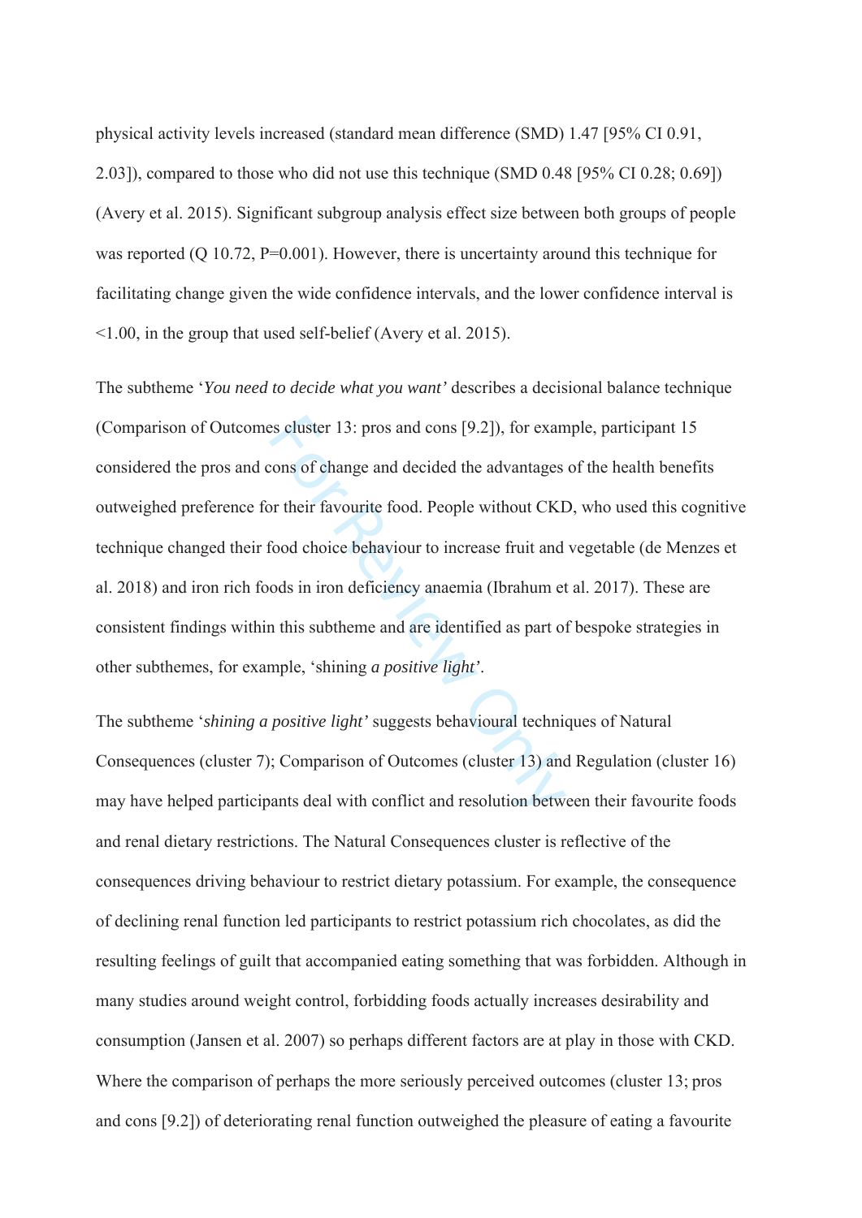physical activity levels increased (standard mean difference (SMD) 1.47 [95% CI 0.91, 2.03]), compared to those who did not use this technique (SMD 0.48 [95% CI 0.28; 0.69]) (Avery et al. 2015). Significant subgroup analysis effect size between both groups of people was reported (Q 10.72, P=0.001). However, there is uncertainty around this technique for facilitating change given the wide confidence intervals, and the lower confidence interval is <1.00, in the group that used self-belief (Avery et al. 2015).

The subtheme '*You need to decide what you want'* describes a decisional balance technique (Comparison of Outcomes cluster 13: pros and cons [9.2]), for example, participant 15 considered the pros and cons of change and decided the advantages of the health benefits outweighed preference for their favourite food. People without CKD, who used this cognitive technique changed their food choice behaviour to increase fruit and vegetable (de Menzes et al. 2018) and iron rich foods in iron deficiency anaemia (Ibrahum et al. 2017). These are consistent findings within this subtheme and are identified as part of bespoke strategies in other subthemes, for example, 'shining *a positive light'*.

The subtheme '*shining a positive light'* suggests behavioural techniques of Natural Consequences (cluster 7); Comparison of Outcomes (cluster 13) and Regulation (cluster 16) may have helped participants deal with conflict and resolution between their favourite foods and renal dietary restrictions. The Natural Consequences cluster is reflective of the consequences driving behaviour to restrict dietary potassium. For example, the consequence of declining renal function led participants to restrict potassium rich chocolates, as did the resulting feelings of guilt that accompanied eating something that was forbidden. Although in many studies around weight control, forbidding foods actually increases desirability and consumption (Jansen et al. 2007) so perhaps different factors are at play in those with CKD. Where the comparison of perhaps the more seriously perceived outcomes (cluster 13; pros and cons [9.2]) of deteriorating renal function outweighed the pleasure of eating a favourite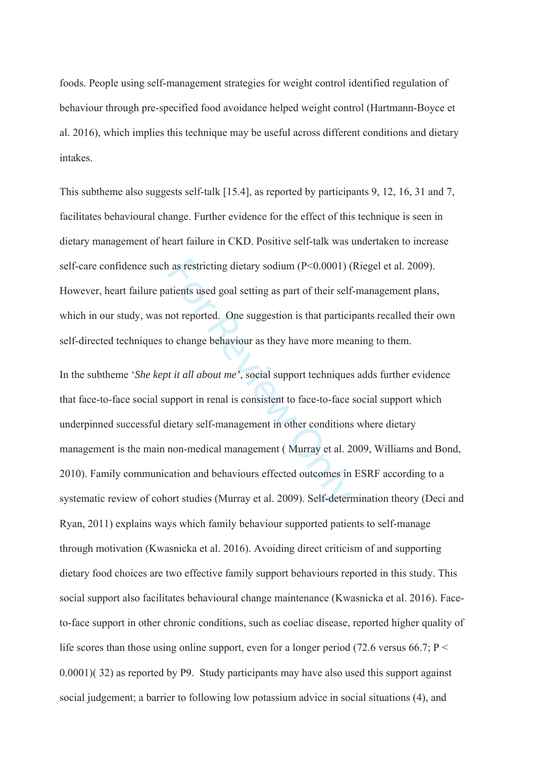foods. People using self-management strategies for weight control identified regulation of behaviour through pre-specified food avoidance helped weight control (Hartmann-Boyce et al. 2016), which implies this technique may be useful across different conditions and dietary intakes.

This subtheme also suggests self-talk [15.4], as reported by participants 9, 12, 16, 31 and 7, facilitates behavioural change. Further evidence for the effect of this technique is seen in dietary management of heart failure in CKD. Positive self-talk was undertaken to increase self-care confidence such as restricting dietary sodium ($P<0.0001$) (Riegel et al. 2009). However, heart failure patients used goal setting as part of their self-management plans, which in our study, was not reported. One suggestion is that participants recalled their own self-directed techniques to change behaviour as they have more meaning to them.

In the subtheme '*She kept it all about me'*, social support techniques adds further evidence that face-to-face social support in renal is consistent to face-to-face social support which underpinned successful dietary self-management in other conditions where dietary management is the main non-medical management ( Murray et al. 2009, Williams and Bond, 2010). Family communication and behaviours effected outcomes in ESRF according to a systematic review of cohort studies (Murray et al. 2009). Self-determination theory (Deci and Ryan, 2011) explains ways which family behaviour supported patients to self-manage through motivation (Kwasnicka et al. 2016). Avoiding direct criticism of and supporting dietary food choices are two effective family support behaviours reported in this study. This social support also facilitates behavioural change maintenance (Kwasnicka et al. 2016). Face-to-face support in other chronic conditions, such as coeliac disease, reported higher quality of life scores than those using online support, even for a longer period (72.6 versus 66.7; $P < 0.0001$)( 32) as reported by P9. Study participants may have also used this support against social judgement; a barrier to following low potassium advice in social situations (4), and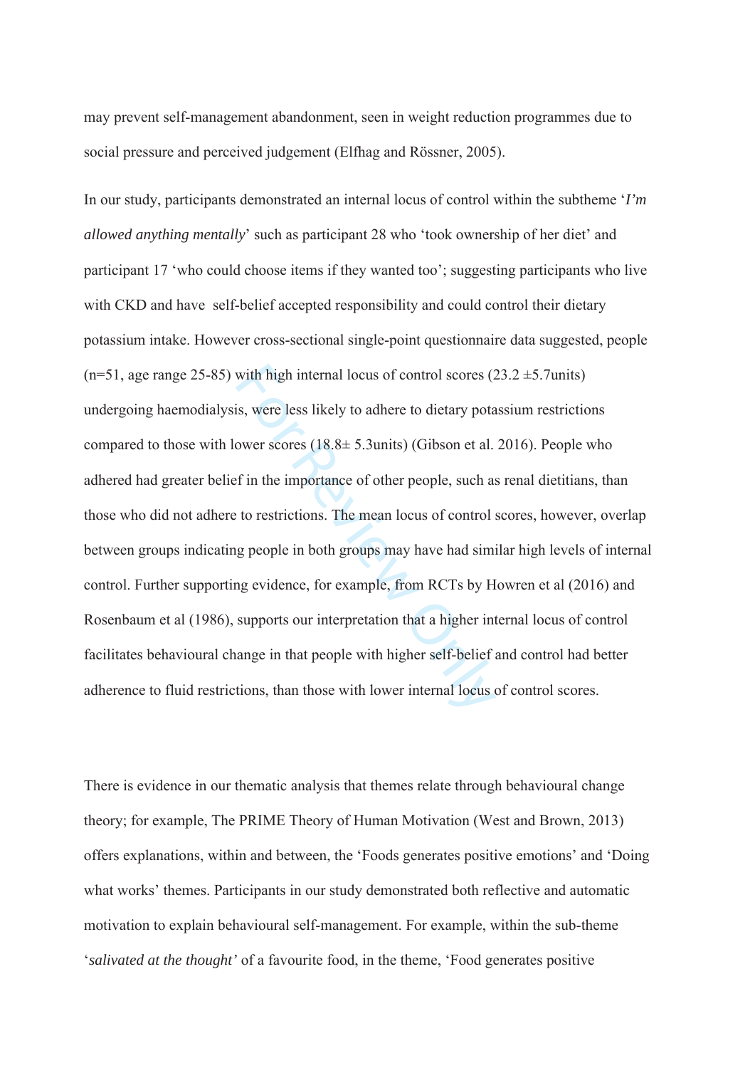may prevent self-management abandonment, seen in weight reduction programmes due to social pressure and perceived judgement (Elfhag and Rössner, 2005).

In our study, participants demonstrated an internal locus of control within the subtheme '*I'm allowed anything mentally*' such as participant 28 who 'took ownership of her diet' and participant 17 'who could choose items if they wanted too'; suggesting participants who live with CKD and have self-belief accepted responsibility and could control their dietary potassium intake. However cross-sectional single-point questionnaire data suggested, people (n=51, age range 25-85) with high internal locus of control scores (23.2 ±5.7units) undergoing haemodialysis, were less likely to adhere to dietary potassium restrictions compared to those with lower scores (18.8± 5.3units) (Gibson et al. 2016). People who adhered had greater belief in the importance of other people, such as renal dietitians, than those who did not adhere to restrictions. The mean locus of control scores, however, overlap between groups indicating people in both groups may have had similar high levels of internal control. Further supporting evidence, for example, from RCTs by Howren et al (2016) and Rosenbaum et al (1986), supports our interpretation that a higher internal locus of control facilitates behavioural change in that people with higher self-belief and control had better adherence to fluid restrictions, than those with lower internal locus of control scores.

There is evidence in our thematic analysis that themes relate through behavioural change theory; for example, The PRIME Theory of Human Motivation (West and Brown, 2013) offers explanations, within and between, the 'Foods generates positive emotions' and 'Doing what works' themes. Participants in our study demonstrated both reflective and automatic motivation to explain behavioural self-management. For example, within the sub-theme '*salivated at the thought'* of a favourite food, in the theme, 'Food generates positive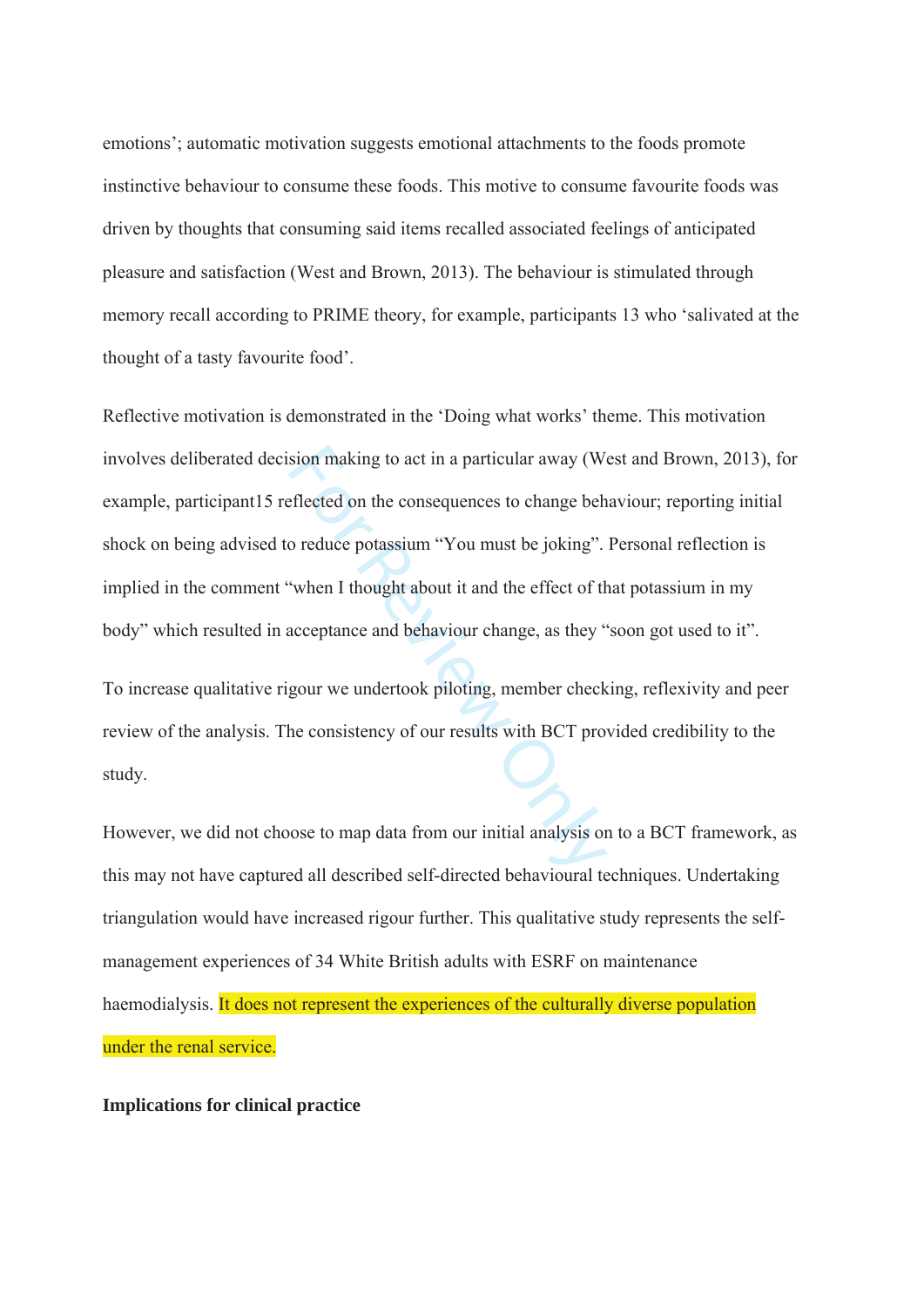emotions'; automatic motivation suggests emotional attachments to the foods promote instinctive behaviour to consume these foods. This motive to consume favourite foods was driven by thoughts that consuming said items recalled associated feelings of anticipated pleasure and satisfaction (West and Brown, 2013). The behaviour is stimulated through memory recall according to PRIME theory, for example, participants 13 who 'salivated at the thought of a tasty favourite food'.

Reflective motivation is demonstrated in the 'Doing what works' theme. This motivation involves deliberated decision making to act in a particular away (West and Brown, 2013), for example, participant15 reflected on the consequences to change behaviour; reporting initial shock on being advised to reduce potassium "You must be joking". Personal reflection is implied in the comment "when I thought about it and the effect of that potassium in my body" which resulted in acceptance and behaviour change, as they "soon got used to it".

To increase qualitative rigour we undertook piloting, member checking, reflexivity and peer review of the analysis. The consistency of our results with BCT provided credibility to the study.

However, we did not choose to map data from our initial analysis on to a BCT framework, as this may not have captured all described self-directed behavioural techniques. Undertaking triangulation would have increased rigour further. This qualitative study represents the self-management experiences of 34 White British adults with ESRF on maintenance haemodialysis. It does not represent the experiences of the culturally diverse population under the renal service.

**Implications for clinical practice**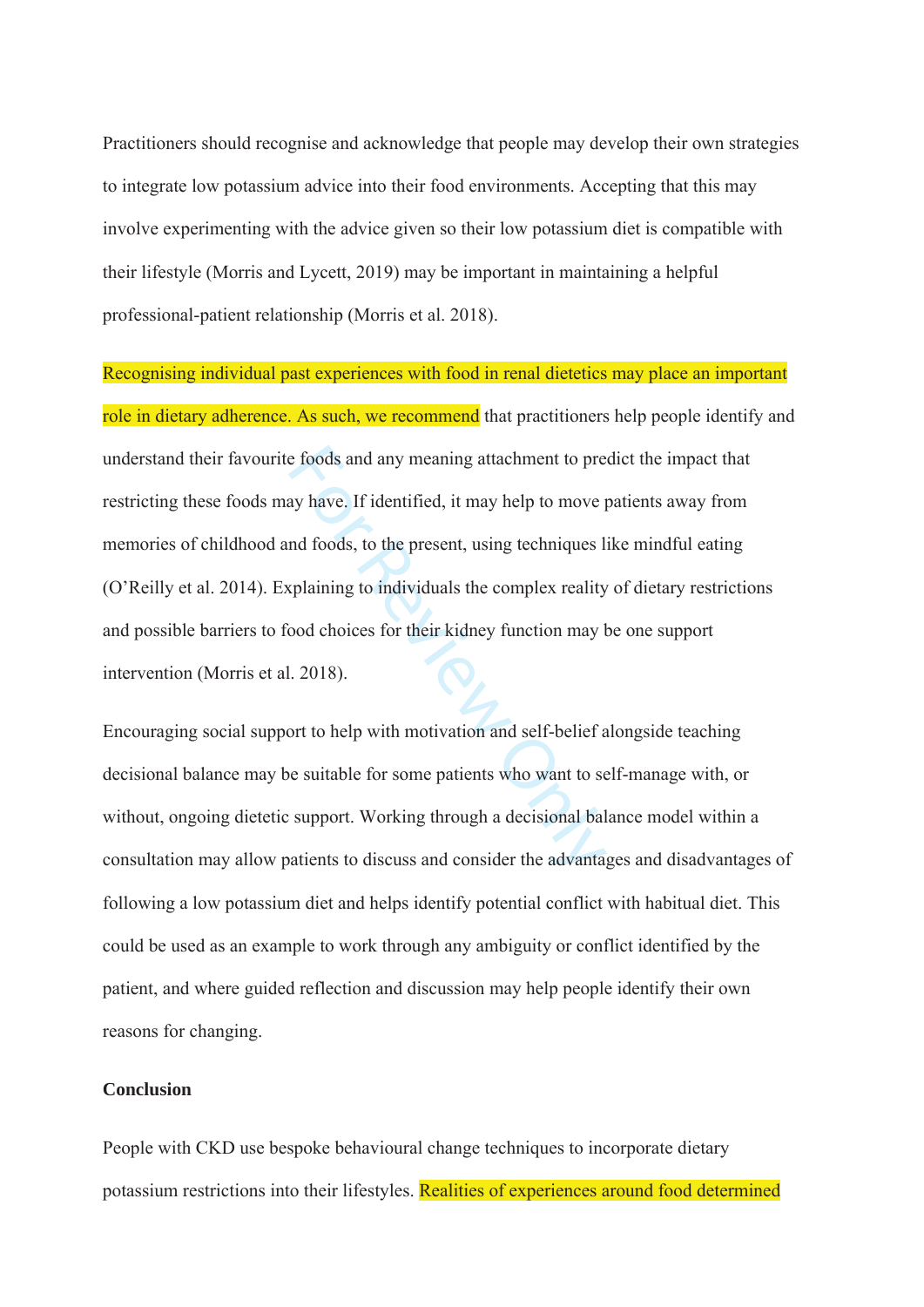Practitioners should recognise and acknowledge that people may develop their own strategies to integrate low potassium advice into their food environments. Accepting that this may involve experimenting with the advice given so their low potassium diet is compatible with their lifestyle (Morris and Lycett, 2019) may be important in maintaining a helpful professional-patient relationship (Morris et al. 2018).

Recognising individual past experiences with food in renal dietetics may place an important role in dietary adherence. As such, we recommend that practitioners help people identify and understand their favourite foods and any meaning attachment to predict the impact that restricting these foods may have. If identified, it may help to move patients away from memories of childhood and foods, to the present, using techniques like mindful eating (O'Reilly et al. 2014). Explaining to individuals the complex reality of dietary restrictions and possible barriers to food choices for their kidney function may be one support intervention (Morris et al. 2018).

Encouraging social support to help with motivation and self-belief alongside teaching decisional balance may be suitable for some patients who want to self-manage with, or without, ongoing dietetic support. Working through a decisional balance model within a consultation may allow patients to discuss and consider the advantages and disadvantages of following a low potassium diet and helps identify potential conflict with habitual diet. This could be used as an example to work through any ambiguity or conflict identified by the patient, and where guided reflection and discussion may help people identify their own reasons for changing.

**Conclusion**

People with CKD use bespoke behavioural change techniques to incorporate dietary potassium restrictions into their lifestyles. Realities of experiences around food determined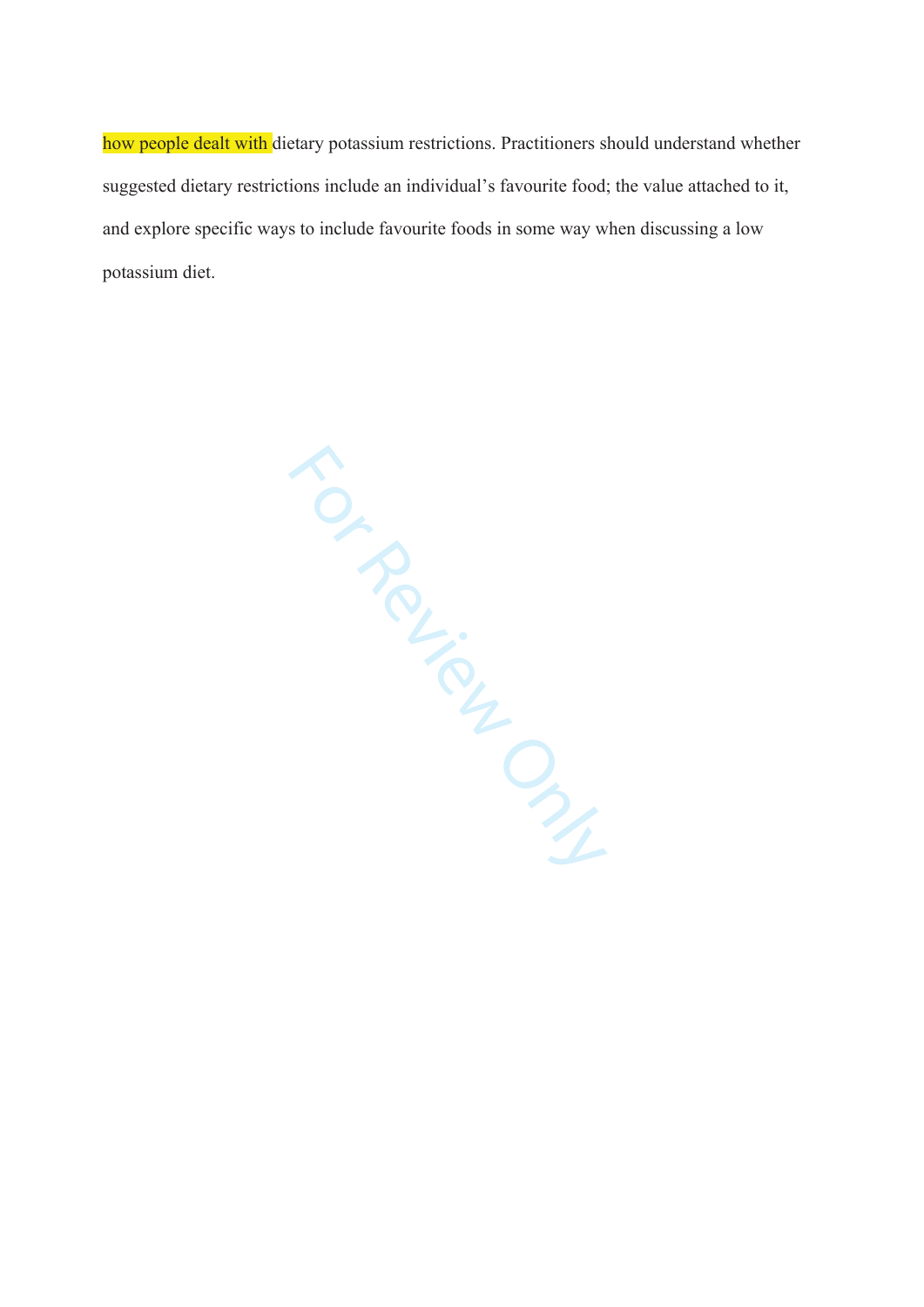how people dealt with dietary potassium restrictions. Practitioners should understand whether suggested dietary restrictions include an individual's favourite food; the value attached to it, and explore specific ways to include favourite foods in some way when discussing a low potassium diet.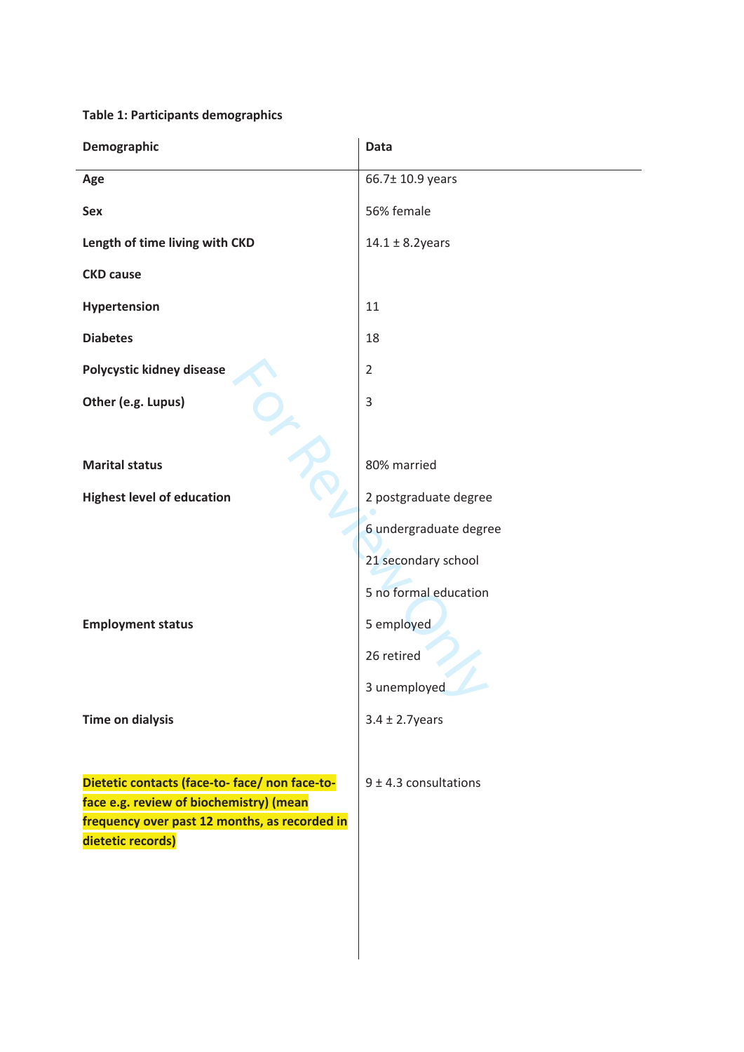**Table 1: Participants demographics**

| Demographic | Data |
|---|---|
| **Age** | 66.7± 10.9 years |
| **Sex** | 56% female |
| **Length of time living with CKD** | 14.1 ± 8.2years |
| **CKD cause** | |
| **Hypertension** | 11 |
| **Diabetes** | 18 |
| **Polycystic kidney disease** | 2 |
| **Other (e.g. Lupus)** | 3 |
| | |
| **Marital status** | 80% married |
| **Highest level of education** | 2 postgraduate degree |
| | 6 undergraduate degree |
| | 21 secondary school |
| | 5 no formal education |
| **Employment status** | 5 employed |
| | 26 retired |
| | 3 unemployed |
| **Time on dialysis** | 3.4 ± 2.7years |
| | |
| **Dietetic contacts (face-to- face/ non face-to-face e.g. review of biochemistry) (mean frequency over past 12 months, as recorded in dietetic records)** | 9 ± 4.3 consultations |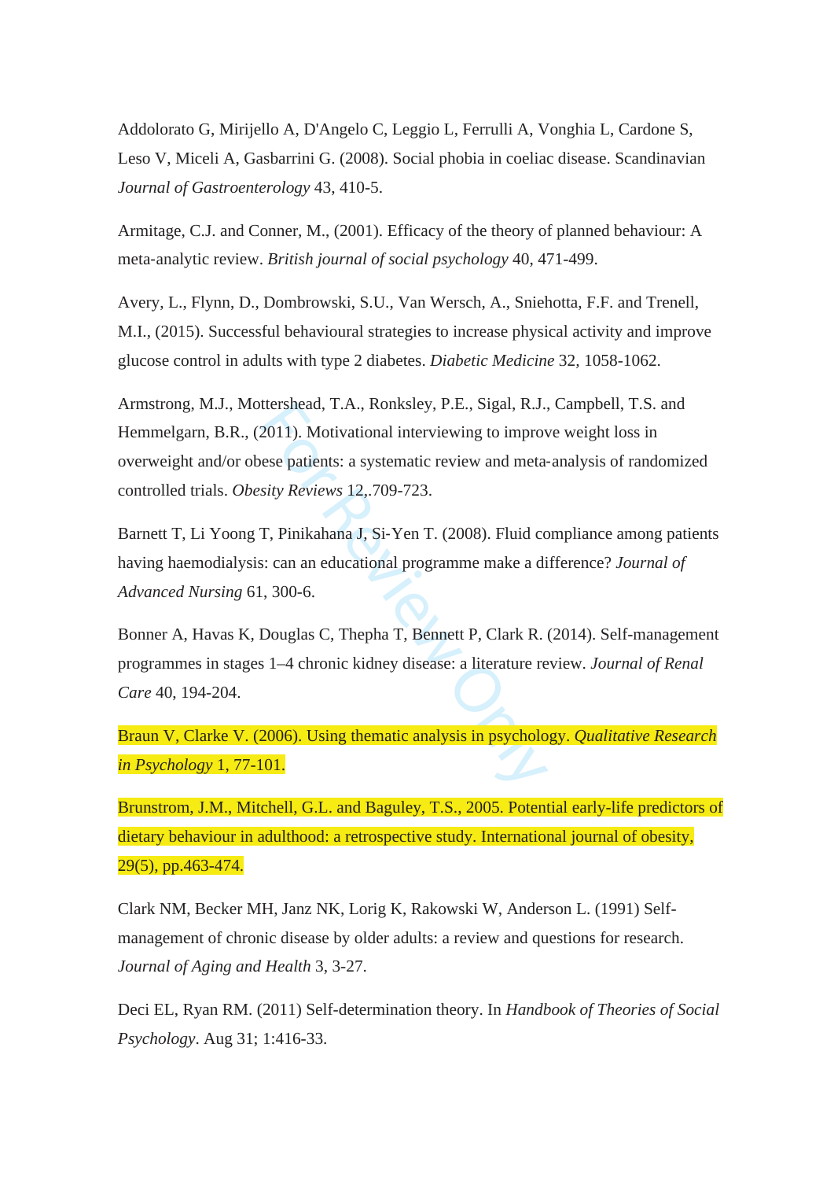Addolorato G, Mirijello A, D'Angelo C, Leggio L, Ferrulli A, Vonghia L, Cardone S, Leso V, Miceli A, Gasbarrini G. (2008). Social phobia in coeliac disease. Scandinavian *Journal of Gastroenterology* 43, 410-5.

Armitage, C.J. and Conner, M., (2001). Efficacy of the theory of planned behaviour: A meta-analytic review. *British journal of social psychology* 40, 471-499.

Avery, L., Flynn, D., Dombrowski, S.U., Van Wersch, A., Sniehotta, F.F. and Trenell, M.I., (2015). Successful behavioural strategies to increase physical activity and improve glucose control in adults with type 2 diabetes. *Diabetic Medicine* 32, 1058-1062.

Armstrong, M.J., Mottershead, T.A., Ronksley, P.E., Sigal, R.J., Campbell, T.S. and Hemmelgarn, B.R., (2011). Motivational interviewing to improve weight loss in overweight and/or obese patients: a systematic review and meta-analysis of randomized controlled trials. *Obesity Reviews* 12,.709-723.

Barnett T, Li Yoong T, Pinikahana J, Si-Yen T. (2008). Fluid compliance among patients having haemodialysis: can an educational programme make a difference? *Journal of Advanced Nursing* 61, 300-6.

Bonner A, Havas K, Douglas C, Thepha T, Bennett P, Clark R. (2014). Self-management programmes in stages 1–4 chronic kidney disease: a literature review. *Journal of Renal Care* 40, 194-204.

Braun V, Clarke V. (2006). Using thematic analysis in psychology. *Qualitative Research in Psychology* 1, 77-101.

Brunstrom, J.M., Mitchell, G.L. and Baguley, T.S., 2005. Potential early-life predictors of dietary behaviour in adulthood: a retrospective study. International journal of obesity, 29(5), pp.463-474.

Clark NM, Becker MH, Janz NK, Lorig K, Rakowski W, Anderson L. (1991) Self-management of chronic disease by older adults: a review and questions for research. *Journal of Aging and Health* 3, 3-27.

Deci EL, Ryan RM. (2011) Self-determination theory. In *Handbook of Theories of Social Psychology*. Aug 31; 1:416-33.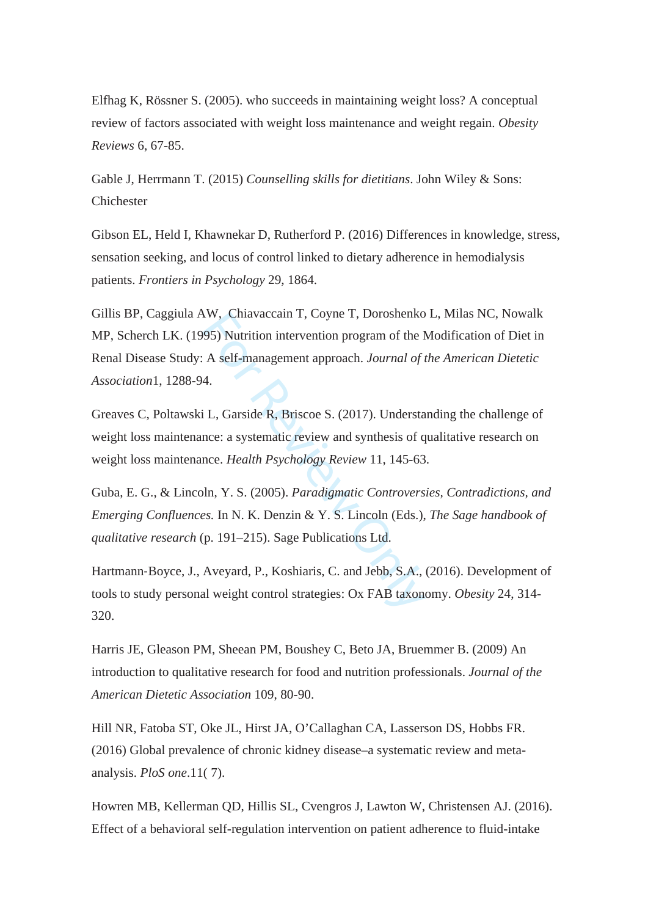Elfhag K, Rössner S. (2005). who succeeds in maintaining weight loss? A conceptual review of factors associated with weight loss maintenance and weight regain. *Obesity Reviews* 6, 67-85.

Gable J, Herrmann T. (2015) *Counselling skills for dietitians*. John Wiley & Sons: Chichester

Gibson EL, Held I, Khawnekar D, Rutherford P. (2016) Differences in knowledge, stress, sensation seeking, and locus of control linked to dietary adherence in hemodialysis patients. *Frontiers in Psychology* 29, 1864.

Gillis BP, Caggiula AW, Chiavaccain T, Coyne T, Doroshenko L, Milas NC, Nowalk MP, Scherch LK. (1995) Nutrition intervention program of the Modification of Diet in Renal Disease Study: A self-management approach. *Journal of the American Dietetic Association*1, 1288-94.

Greaves C, Poltawski L, Garside R, Briscoe S. (2017). Understanding the challenge of weight loss maintenance: a systematic review and synthesis of qualitative research on weight loss maintenance. *Health Psychology Review* 11, 145-63.

Guba, E. G., & Lincoln, Y. S. (2005). *Paradigmatic Controversies, Contradictions, and Emerging Confluences.* In N. K. Denzin & Y. S. Lincoln (Eds.), *The Sage handbook of qualitative research* (p. 191–215). Sage Publications Ltd.

Hartmann-Boyce, J., Aveyard, P., Koshiaris, C. and Jebb, S.A., (2016). Development of tools to study personal weight control strategies: Ox FAB taxonomy. *Obesity* 24, 314-320.

Harris JE, Gleason PM, Sheean PM, Boushey C, Beto JA, Bruemmer B. (2009) An introduction to qualitative research for food and nutrition professionals. *Journal of the American Dietetic Association* 109, 80-90.

Hill NR, Fatoba ST, Oke JL, Hirst JA, O'Callaghan CA, Lasserson DS, Hobbs FR. (2016) Global prevalence of chronic kidney disease–a systematic review and meta-analysis. *PloS one*.11( 7).

Howren MB, Kellerman QD, Hillis SL, Cvengros J, Lawton W, Christensen AJ. (2016). Effect of a behavioral self-regulation intervention on patient adherence to fluid-intake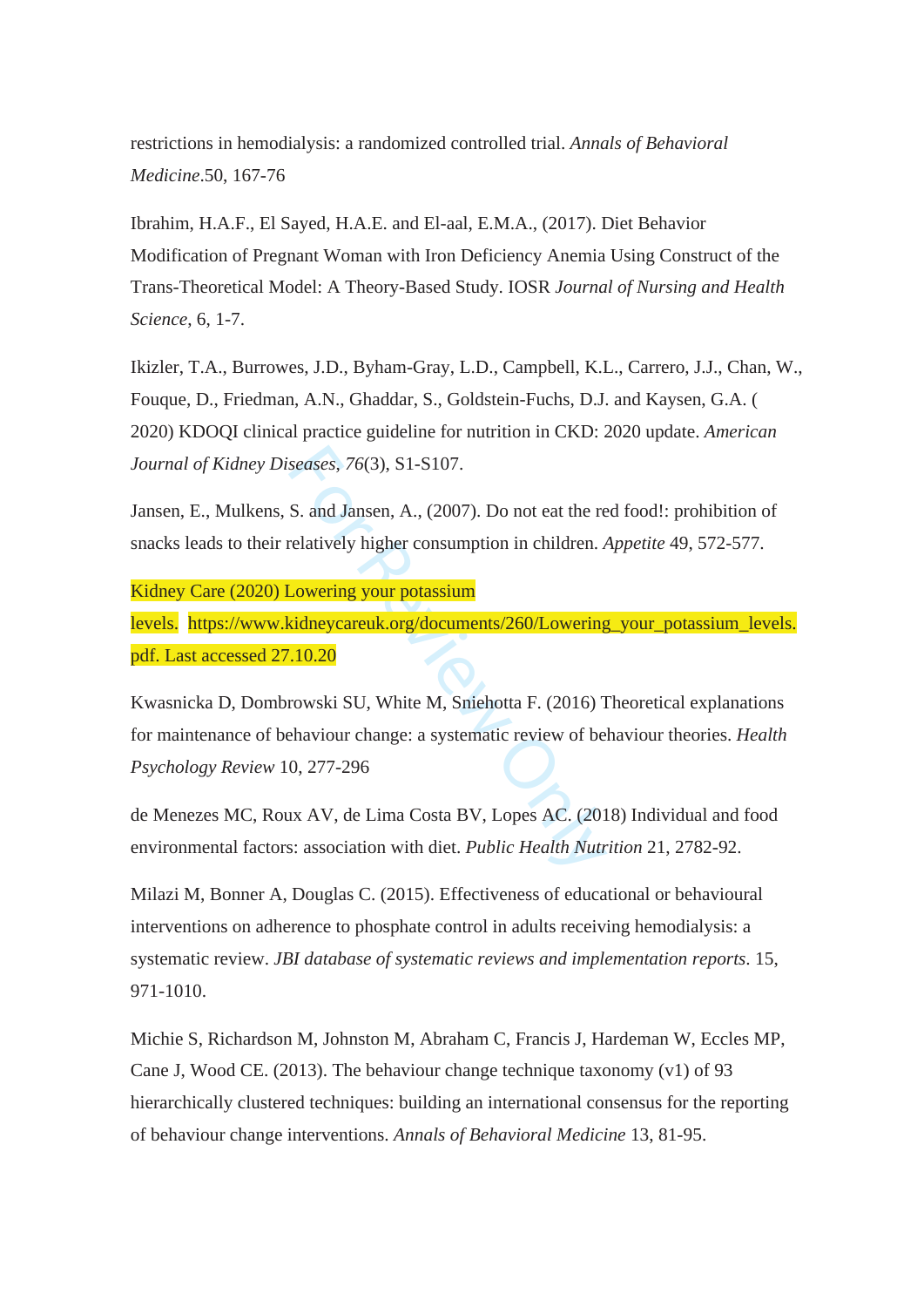restrictions in hemodialysis: a randomized controlled trial. *Annals of Behavioral Medicine*.50, 167-76

Ibrahim, H.A.F., El Sayed, H.A.E. and El-aal, E.M.A., (2017). Diet Behavior Modification of Pregnant Woman with Iron Deficiency Anemia Using Construct of the Trans-Theoretical Model: A Theory-Based Study. IOSR *Journal of Nursing and Health Science*, 6, 1-7.

Ikizler, T.A., Burrowes, J.D., Byham-Gray, L.D., Campbell, K.L., Carrero, J.J., Chan, W., Fouque, D., Friedman, A.N., Ghaddar, S., Goldstein-Fuchs, D.J. and Kaysen, G.A. ( 2020) KDOQI clinical practice guideline for nutrition in CKD: 2020 update. *American Journal of Kidney Diseases*, *76*(3), S1-S107.

Jansen, E., Mulkens, S. and Jansen, A., (2007). Do not eat the red food!: prohibition of snacks leads to their relatively higher consumption in children. *Appetite* 49, 572-577.

Kidney Care (2020) Lowering your potassium levels. https://www.kidneycareuk.org/documents/260/Lowering_your_potassium_levels.pdf. Last accessed 27.10.20

Kwasnicka D, Dombrowski SU, White M, Sniehotta F. (2016) Theoretical explanations for maintenance of behaviour change: a systematic review of behaviour theories. *Health Psychology Review* 10, 277-296

de Menezes MC, Roux AV, de Lima Costa BV, Lopes AC. (2018) Individual and food environmental factors: association with diet. *Public Health Nutrition* 21, 2782-92.

Milazi M, Bonner A, Douglas C. (2015). Effectiveness of educational or behavioural interventions on adherence to phosphate control in adults receiving hemodialysis: a systematic review. *JBI database of systematic reviews and implementation reports*. 15, 971-1010.

Michie S, Richardson M, Johnston M, Abraham C, Francis J, Hardeman W, Eccles MP, Cane J, Wood CE. (2013). The behaviour change technique taxonomy (v1) of 93 hierarchically clustered techniques: building an international consensus for the reporting of behaviour change interventions. *Annals of Behavioral Medicine* 13, 81-95.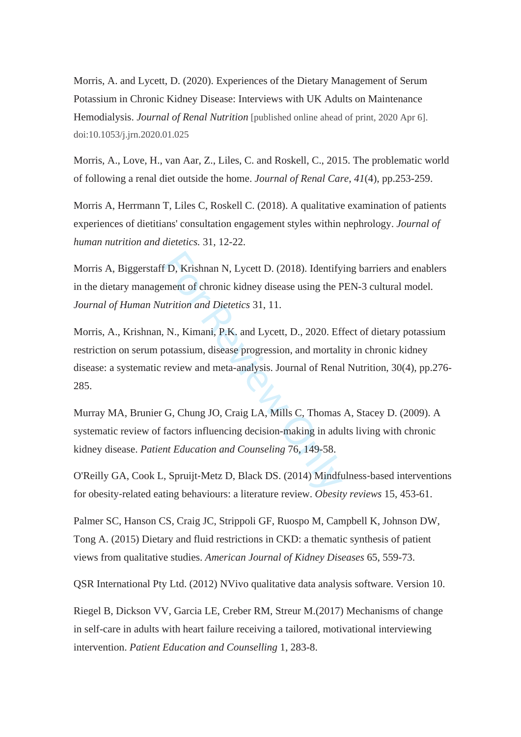Morris, A. and Lycett, D. (2020). Experiences of the Dietary Management of Serum Potassium in Chronic Kidney Disease: Interviews with UK Adults on Maintenance Hemodialysis. *Journal of Renal Nutrition* [published online ahead of print, 2020 Apr 6]. doi:10.1053/j.jrn.2020.01.025

Morris, A., Love, H., van Aar, Z., Liles, C. and Roskell, C., 2015. The problematic world of following a renal diet outside the home. *Journal of Renal Care*, *41*(4), pp.253-259.

Morris A, Herrmann T, Liles C, Roskell C. (2018). A qualitative examination of patients experiences of dietitians' consultation engagement styles within nephrology. *Journal of human nutrition and dietetics.* 31, 12-22.

Morris A, Biggerstaff D, Krishnan N, Lycett D. (2018). Identifying barriers and enablers in the dietary management of chronic kidney disease using the PEN-3 cultural model. *Journal of Human Nutrition and Dietetics* 31, 11.

Morris, A., Krishnan, N., Kimani, P.K. and Lycett, D., 2020. Effect of dietary potassium restriction on serum potassium, disease progression, and mortality in chronic kidney disease: a systematic review and meta-analysis. Journal of Renal Nutrition, 30(4), pp.276-285.

Murray MA, Brunier G, Chung JO, Craig LA, Mills C, Thomas A, Stacey D. (2009). A systematic review of factors influencing decision-making in adults living with chronic kidney disease. *Patient Education and Counseling* 76, 149-58.

O'Reilly GA, Cook L, Spruijt-Metz D, Black DS. (2014) Mindfulness-based interventions for obesity-related eating behaviours: a literature review. *Obesity reviews* 15, 453-61.

Palmer SC, Hanson CS, Craig JC, Strippoli GF, Ruospo M, Campbell K, Johnson DW, Tong A. (2015) Dietary and fluid restrictions in CKD: a thematic synthesis of patient views from qualitative studies. *American Journal of Kidney Diseases* 65, 559-73.

QSR International Pty Ltd. (2012) NVivo qualitative data analysis software. Version 10.

Riegel B, Dickson VV, Garcia LE, Creber RM, Streur M.(2017) Mechanisms of change in self-care in adults with heart failure receiving a tailored, motivational interviewing intervention. *Patient Education and Counselling* 1, 283-8.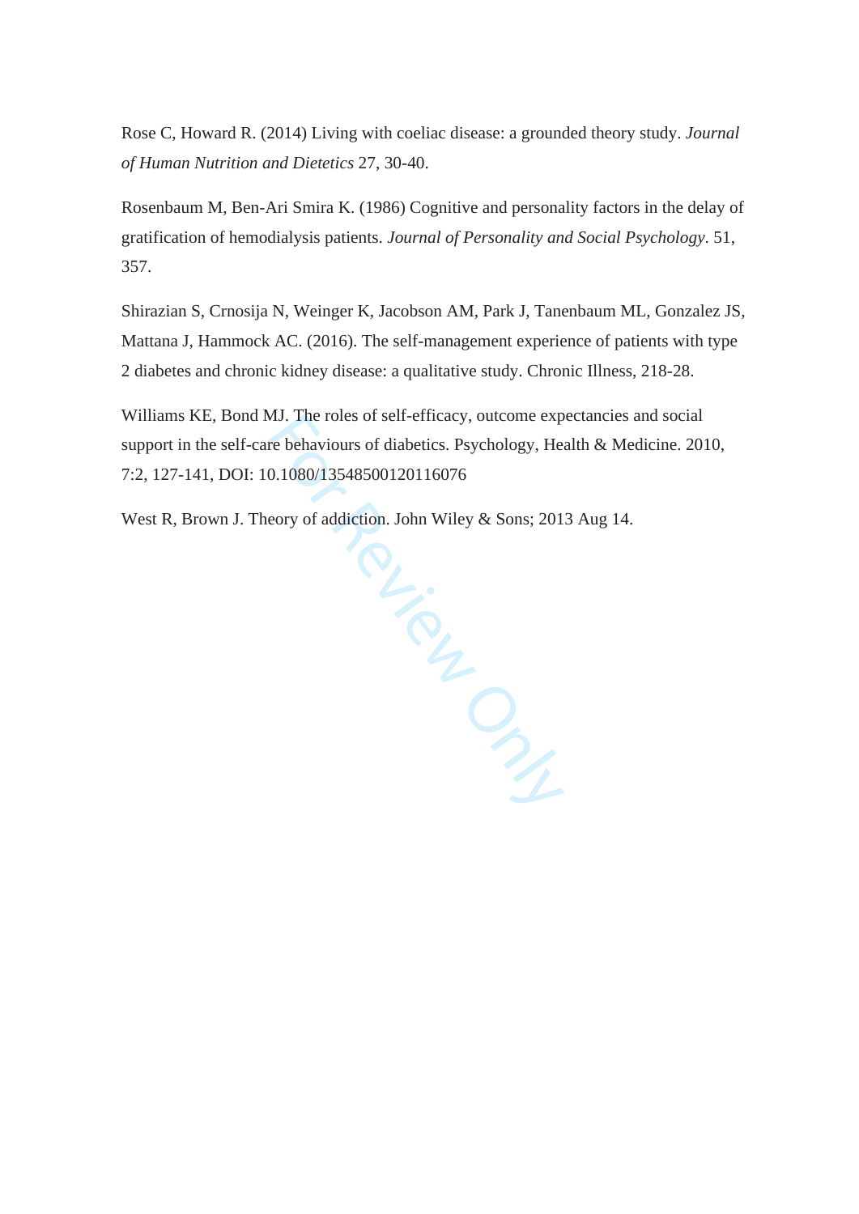Rose C, Howard R. (2014) Living with coeliac disease: a grounded theory study. *Journal of Human Nutrition and Dietetics* 27, 30-40.

Rosenbaum M, Ben-Ari Smira K. (1986) Cognitive and personality factors in the delay of gratification of hemodialysis patients. *Journal of Personality and Social Psychology*. 51, 357.

Shirazian S, Crnosija N, Weinger K, Jacobson AM, Park J, Tanenbaum ML, Gonzalez JS, Mattana J, Hammock AC. (2016). The self-management experience of patients with type 2 diabetes and chronic kidney disease: a qualitative study. Chronic Illness, 218-28.

Williams KE, Bond MJ. The roles of self-efficacy, outcome expectancies and social support in the self-care behaviours of diabetics. Psychology, Health & Medicine. 2010, 7:2, 127-141, DOI: 10.1080/13548500120116076

West R, Brown J. Theory of addiction. John Wiley & Sons; 2013 Aug 14.